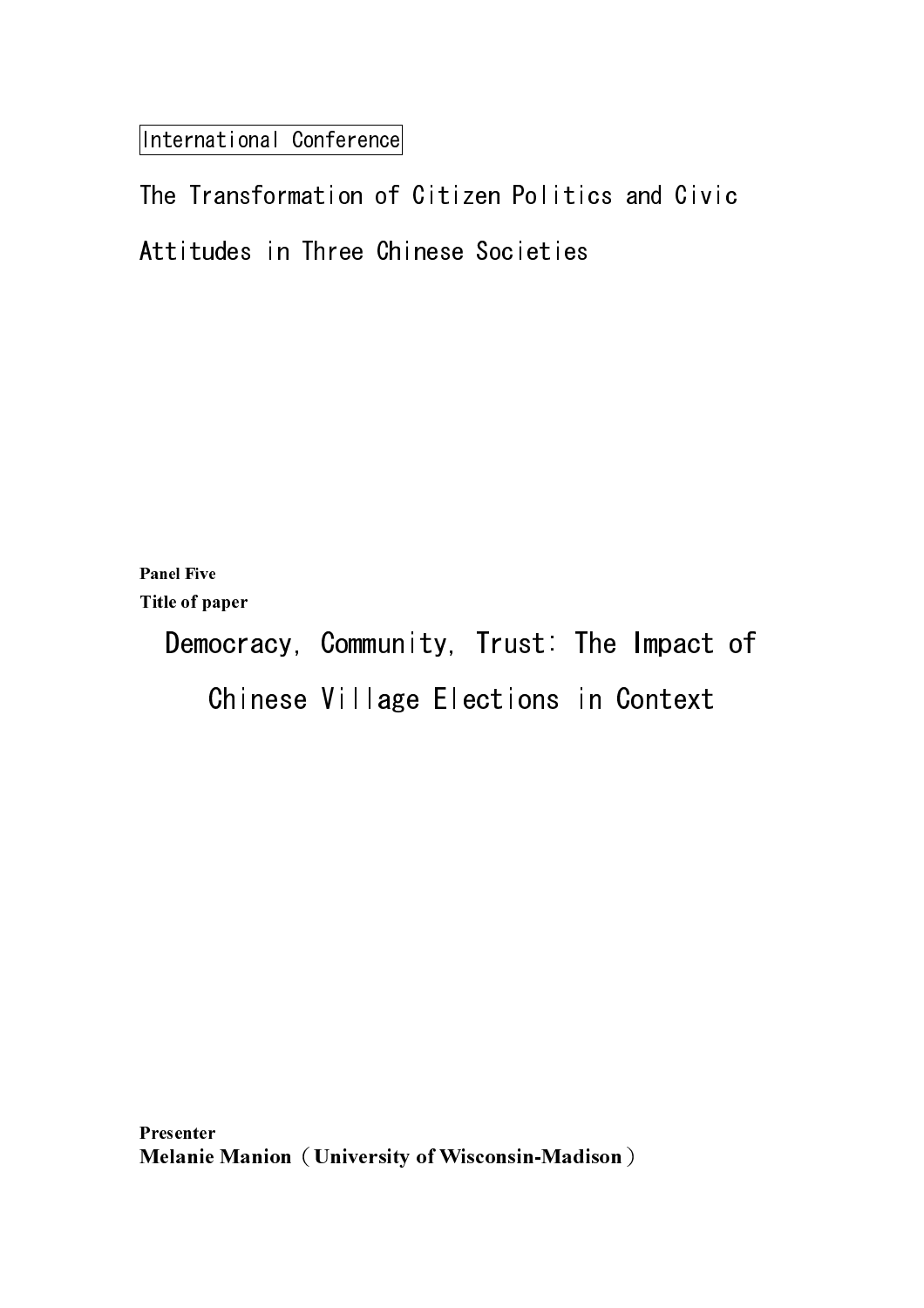International Conference

# The Transformation of Citizen Politics and Civic Attitudes in Three Chinese Societies

**Panel Five**

**Title of paper**

## Democracy, Community, Trust: The Impact of Chinese Village Elections in Context

**Presenter**

**Melanie Manion（University of Wisconsin-Madison）**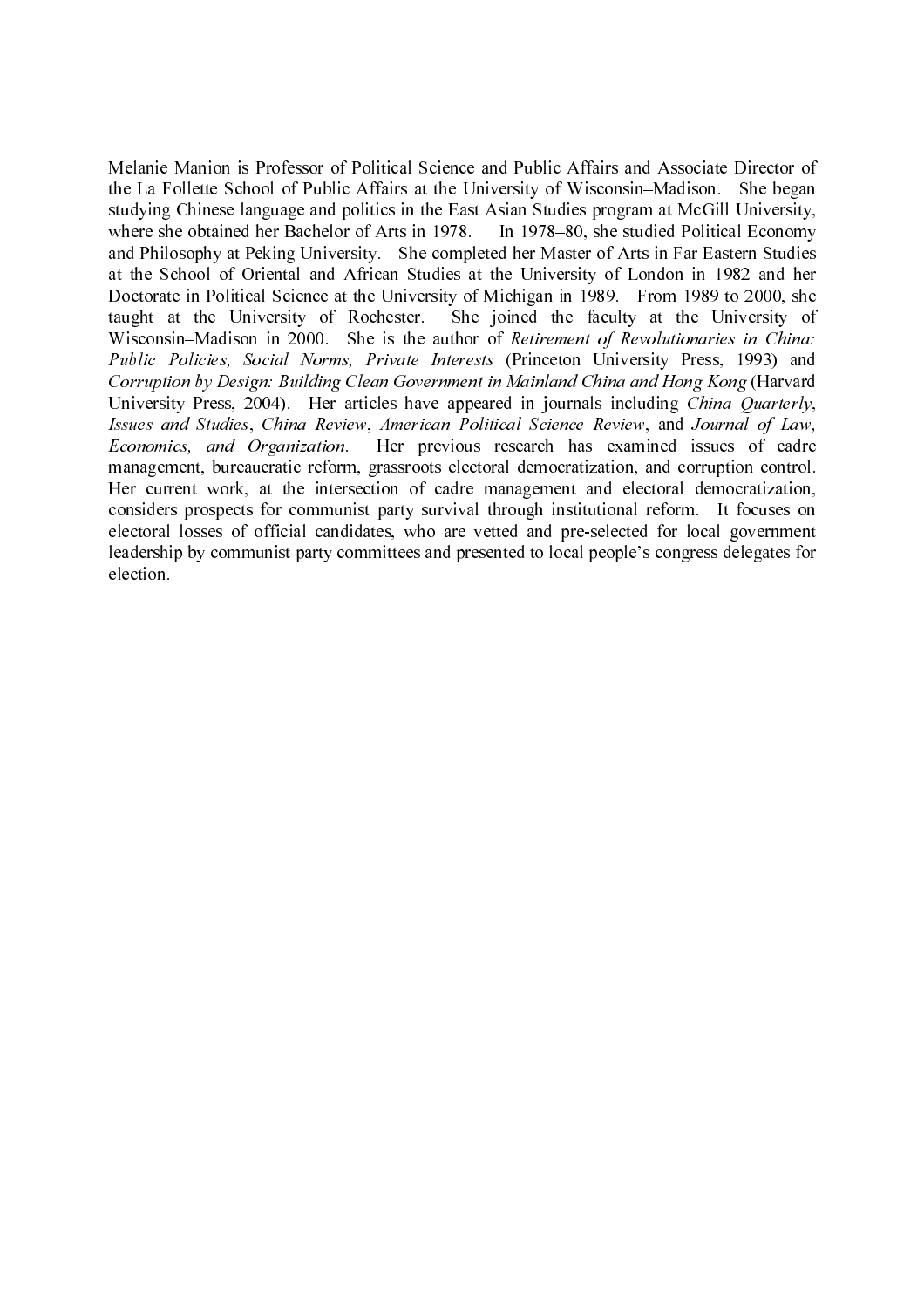Melanie Manion is Professor of Political Science and Public Affairs and Associate Director of the La Follette School of Public Affairs at the University of Wisconsin–Madison. She began studying Chinese language and politics in the East Asian Studies program at McGill University, where she obtained her Bachelor of Arts in 1978. In 1978–80, she studied Political Economy and Philosophy at Peking University. She completed her Master of Arts in Far Eastern Studies at the School of Oriental and African Studies at the University of London in 1982 and her Doctorate in Political Science at the University of Michigan in 1989. From 1989 to 2000, she taught at the University of Rochester. She joined the faculty at the University of Wisconsin–Madison in 2000. She is the author of *Retirement of Revolutionaries in China: Public Policies, Social Norms, Private Interests* (Princeton University Press, 1993) and *Corruption by Design: Building Clean Government in Mainland China and Hong Kong* (Harvard University Press, 2004). Her articles have appeared in journals including *China Quarterly*, *Issues and Studies*, *China Review*, *American Political Science Review*, and *Journal of Law, Economics, and Organization*. Her previous research has examined issues of cadre management, bureaucratic reform, grassroots electoral democratization, and corruption control. Her current work, at the intersection of cadre management and electoral democratization, considers prospects for communist party survival through institutional reform. It focuses on electoral losses of official candidates, who are vetted and pre-selected for local government leadership by communist party committees and presented to local people's congress delegates for election.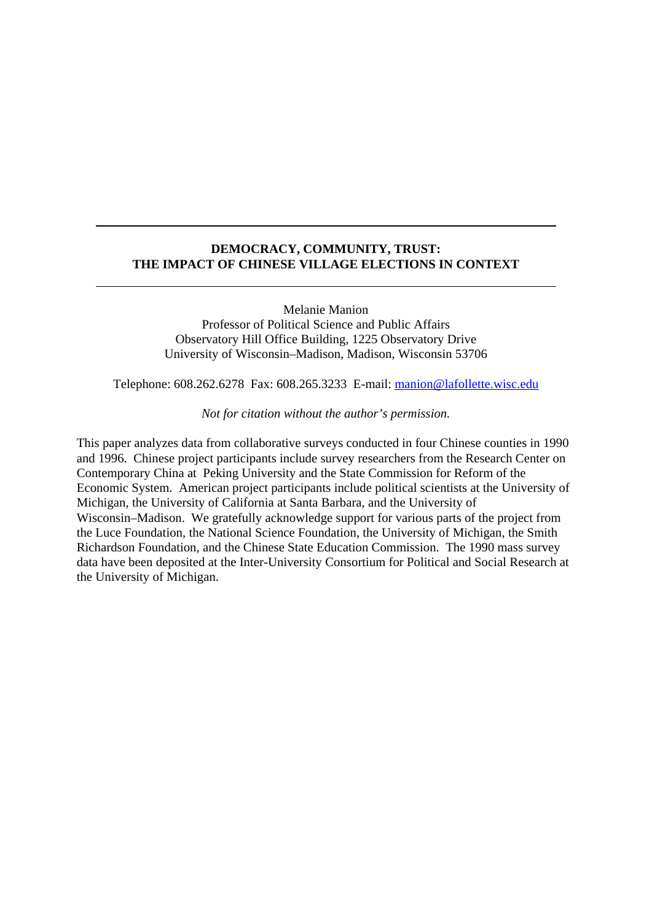---

**DEMOCRACY, COMMUNITY, TRUST:**
**THE IMPACT OF CHINESE VILLAGE ELECTIONS IN CONTEXT**

---

Melanie Manion
Professor of Political Science and Public Affairs
Observatory Hill Office Building, 1225 Observatory Drive
University of Wisconsin–Madison, Madison, Wisconsin 53706

Telephone: 608.262.6278 Fax: 608.265.3233 E-mail: manion@lafollette.wisc.edu

*Not for citation without the author's permission.*

This paper analyzes data from collaborative surveys conducted in four Chinese counties in 1990 and 1996. Chinese project participants include survey researchers from the Research Center on Contemporary China at Peking University and the State Commission for Reform of the Economic System. American project participants include political scientists at the University of Michigan, the University of California at Santa Barbara, and the University of Wisconsin–Madison. We gratefully acknowledge support for various parts of the project from the Luce Foundation, the National Science Foundation, the University of Michigan, the Smith Richardson Foundation, and the Chinese State Education Commission. The 1990 mass survey data have been deposited at the Inter-University Consortium for Political and Social Research at the University of Michigan.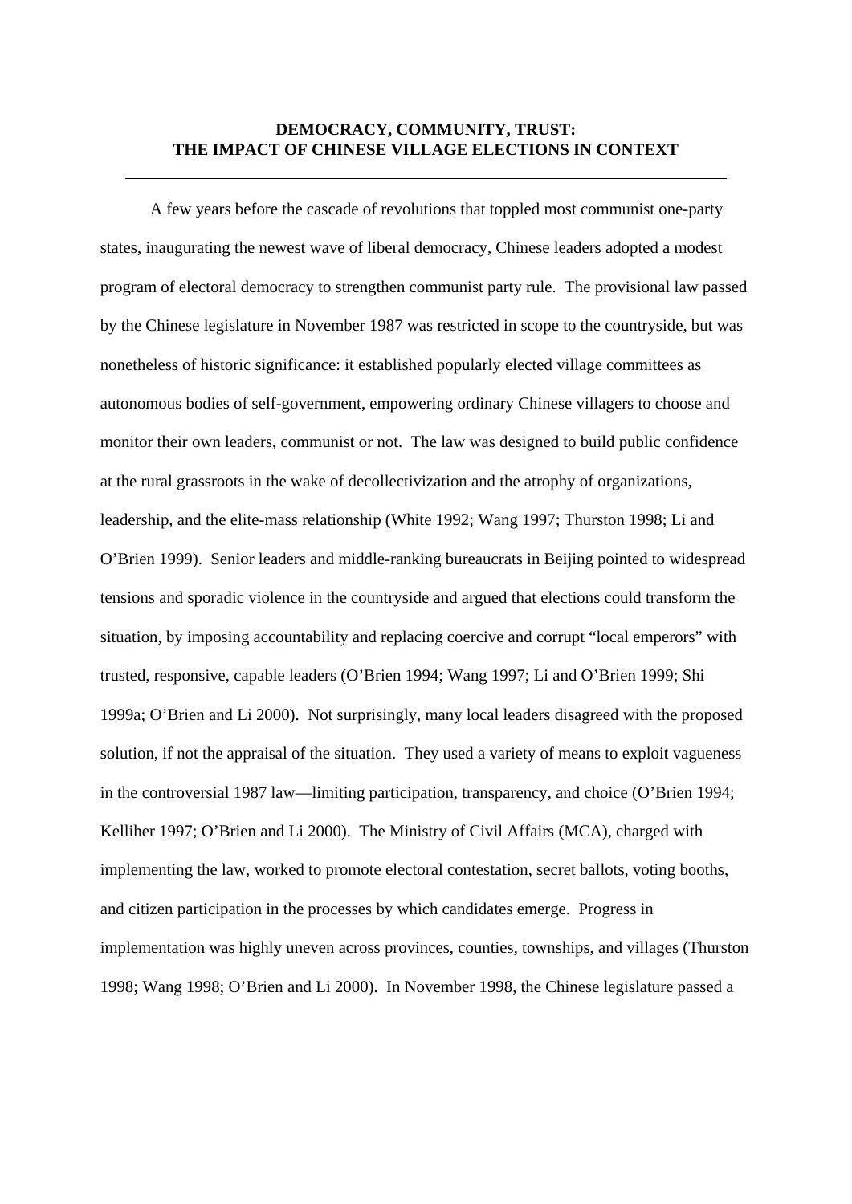**DEMOCRACY, COMMUNITY, TRUST:**
**THE IMPACT OF CHINESE VILLAGE ELECTIONS IN CONTEXT**

---

A few years before the cascade of revolutions that toppled most communist one-party states, inaugurating the newest wave of liberal democracy, Chinese leaders adopted a modest program of electoral democracy to strengthen communist party rule. The provisional law passed by the Chinese legislature in November 1987 was restricted in scope to the countryside, but was nonetheless of historic significance: it established popularly elected village committees as autonomous bodies of self-government, empowering ordinary Chinese villagers to choose and monitor their own leaders, communist or not. The law was designed to build public confidence at the rural grassroots in the wake of decollectivization and the atrophy of organizations, leadership, and the elite-mass relationship (White 1992; Wang 1997; Thurston 1998; Li and O'Brien 1999). Senior leaders and middle-ranking bureaucrats in Beijing pointed to widespread tensions and sporadic violence in the countryside and argued that elections could transform the situation, by imposing accountability and replacing coercive and corrupt "local emperors" with trusted, responsive, capable leaders (O'Brien 1994; Wang 1997; Li and O'Brien 1999; Shi 1999a; O'Brien and Li 2000). Not surprisingly, many local leaders disagreed with the proposed solution, if not the appraisal of the situation. They used a variety of means to exploit vagueness in the controversial 1987 law—limiting participation, transparency, and choice (O'Brien 1994; Kelliher 1997; O'Brien and Li 2000). The Ministry of Civil Affairs (MCA), charged with implementing the law, worked to promote electoral contestation, secret ballots, voting booths, and citizen participation in the processes by which candidates emerge. Progress in implementation was highly uneven across provinces, counties, townships, and villages (Thurston 1998; Wang 1998; O'Brien and Li 2000). In November 1998, the Chinese legislature passed a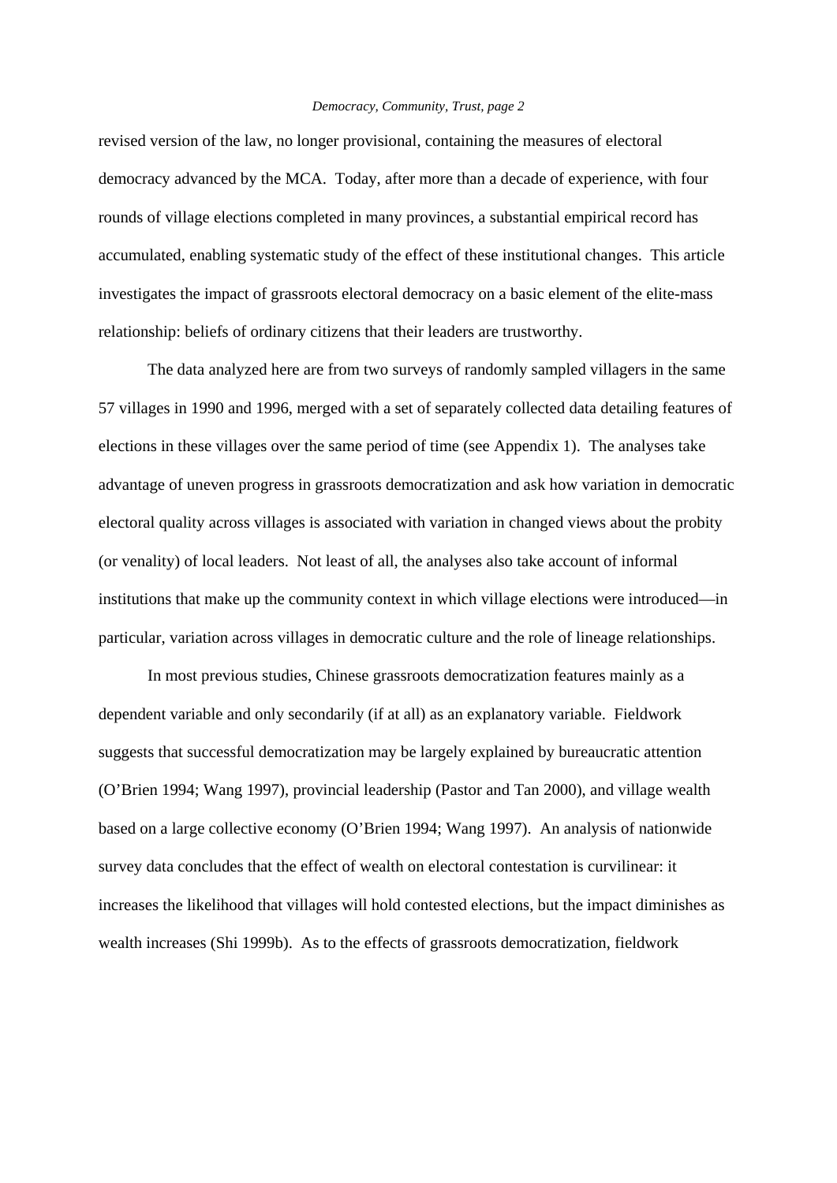revised version of the law, no longer provisional, containing the measures of electoral democracy advanced by the MCA. Today, after more than a decade of experience, with four rounds of village elections completed in many provinces, a substantial empirical record has accumulated, enabling systematic study of the effect of these institutional changes. This article investigates the impact of grassroots electoral democracy on a basic element of the elite-mass relationship: beliefs of ordinary citizens that their leaders are trustworthy.

The data analyzed here are from two surveys of randomly sampled villagers in the same 57 villages in 1990 and 1996, merged with a set of separately collected data detailing features of elections in these villages over the same period of time (see Appendix 1). The analyses take advantage of uneven progress in grassroots democratization and ask how variation in democratic electoral quality across villages is associated with variation in changed views about the probity (or venality) of local leaders. Not least of all, the analyses also take account of informal institutions that make up the community context in which village elections were introduced—in particular, variation across villages in democratic culture and the role of lineage relationships.

In most previous studies, Chinese grassroots democratization features mainly as a dependent variable and only secondarily (if at all) as an explanatory variable. Fieldwork suggests that successful democratization may be largely explained by bureaucratic attention (O'Brien 1994; Wang 1997), provincial leadership (Pastor and Tan 2000), and village wealth based on a large collective economy (O'Brien 1994; Wang 1997). An analysis of nationwide survey data concludes that the effect of wealth on electoral contestation is curvilinear: it increases the likelihood that villages will hold contested elections, but the impact diminishes as wealth increases (Shi 1999b). As to the effects of grassroots democratization, fieldwork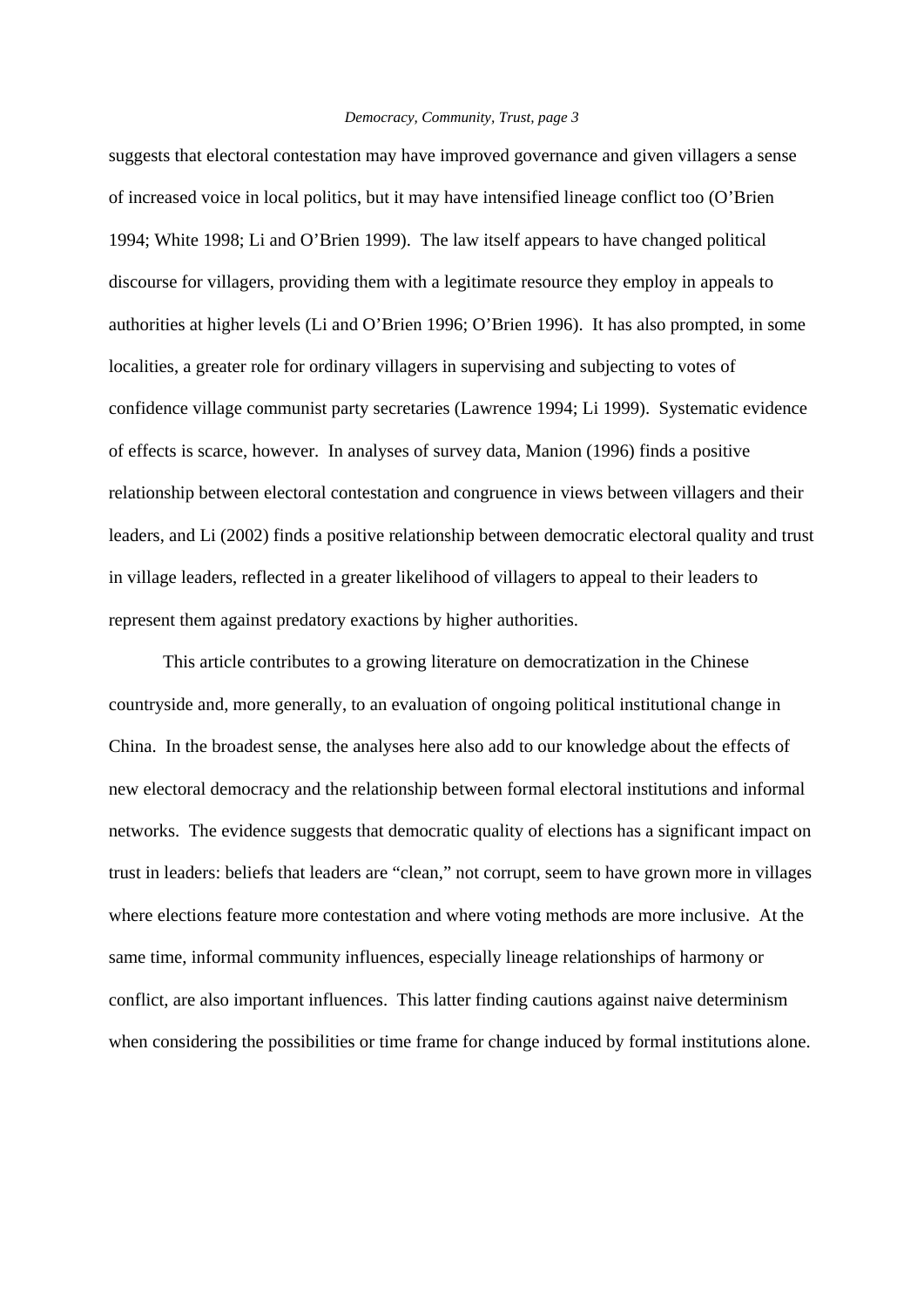suggests that electoral contestation may have improved governance and given villagers a sense of increased voice in local politics, but it may have intensified lineage conflict too (O'Brien 1994; White 1998; Li and O'Brien 1999). The law itself appears to have changed political discourse for villagers, providing them with a legitimate resource they employ in appeals to authorities at higher levels (Li and O'Brien 1996; O'Brien 1996). It has also prompted, in some localities, a greater role for ordinary villagers in supervising and subjecting to votes of confidence village communist party secretaries (Lawrence 1994; Li 1999). Systematic evidence of effects is scarce, however. In analyses of survey data, Manion (1996) finds a positive relationship between electoral contestation and congruence in views between villagers and their leaders, and Li (2002) finds a positive relationship between democratic electoral quality and trust in village leaders, reflected in a greater likelihood of villagers to appeal to their leaders to represent them against predatory exactions by higher authorities.

This article contributes to a growing literature on democratization in the Chinese countryside and, more generally, to an evaluation of ongoing political institutional change in China. In the broadest sense, the analyses here also add to our knowledge about the effects of new electoral democracy and the relationship between formal electoral institutions and informal networks. The evidence suggests that democratic quality of elections has a significant impact on trust in leaders: beliefs that leaders are "clean," not corrupt, seem to have grown more in villages where elections feature more contestation and where voting methods are more inclusive. At the same time, informal community influences, especially lineage relationships of harmony or conflict, are also important influences. This latter finding cautions against naive determinism when considering the possibilities or time frame for change induced by formal institutions alone.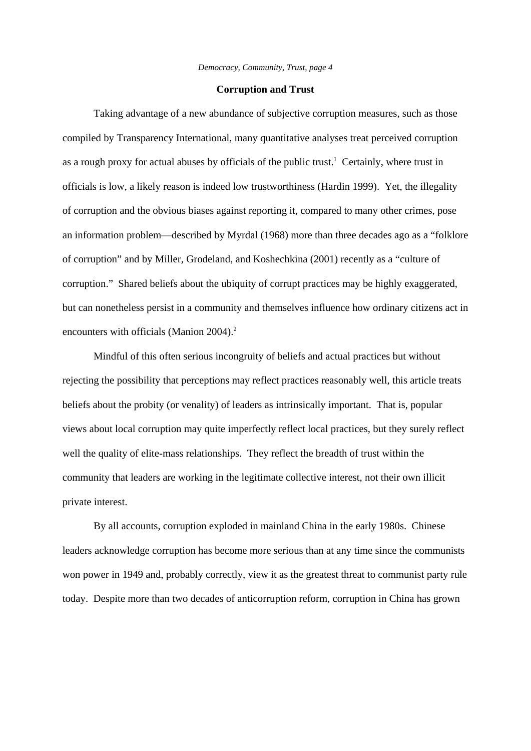## Corruption and Trust

Taking advantage of a new abundance of subjective corruption measures, such as those compiled by Transparency International, many quantitative analyses treat perceived corruption as a rough proxy for actual abuses by officials of the public trust.[1] Certainly, where trust in officials is low, a likely reason is indeed low trustworthiness (Hardin 1999). Yet, the illegality of corruption and the obvious biases against reporting it, compared to many other crimes, pose an information problem—described by Myrdal (1968) more than three decades ago as a "folklore of corruption" and by Miller, Grodeland, and Koshechkina (2001) recently as a "culture of corruption." Shared beliefs about the ubiquity of corrupt practices may be highly exaggerated, but can nonetheless persist in a community and themselves influence how ordinary citizens act in encounters with officials (Manion 2004).[2]

Mindful of this often serious incongruity of beliefs and actual practices but without rejecting the possibility that perceptions may reflect practices reasonably well, this article treats beliefs about the probity (or venality) of leaders as intrinsically important. That is, popular views about local corruption may quite imperfectly reflect local practices, but they surely reflect well the quality of elite-mass relationships. They reflect the breadth of trust within the community that leaders are working in the legitimate collective interest, not their own illicit private interest.

By all accounts, corruption exploded in mainland China in the early 1980s. Chinese leaders acknowledge corruption has become more serious than at any time since the communists won power in 1949 and, probably correctly, view it as the greatest threat to communist party rule today. Despite more than two decades of anticorruption reform, corruption in China has grown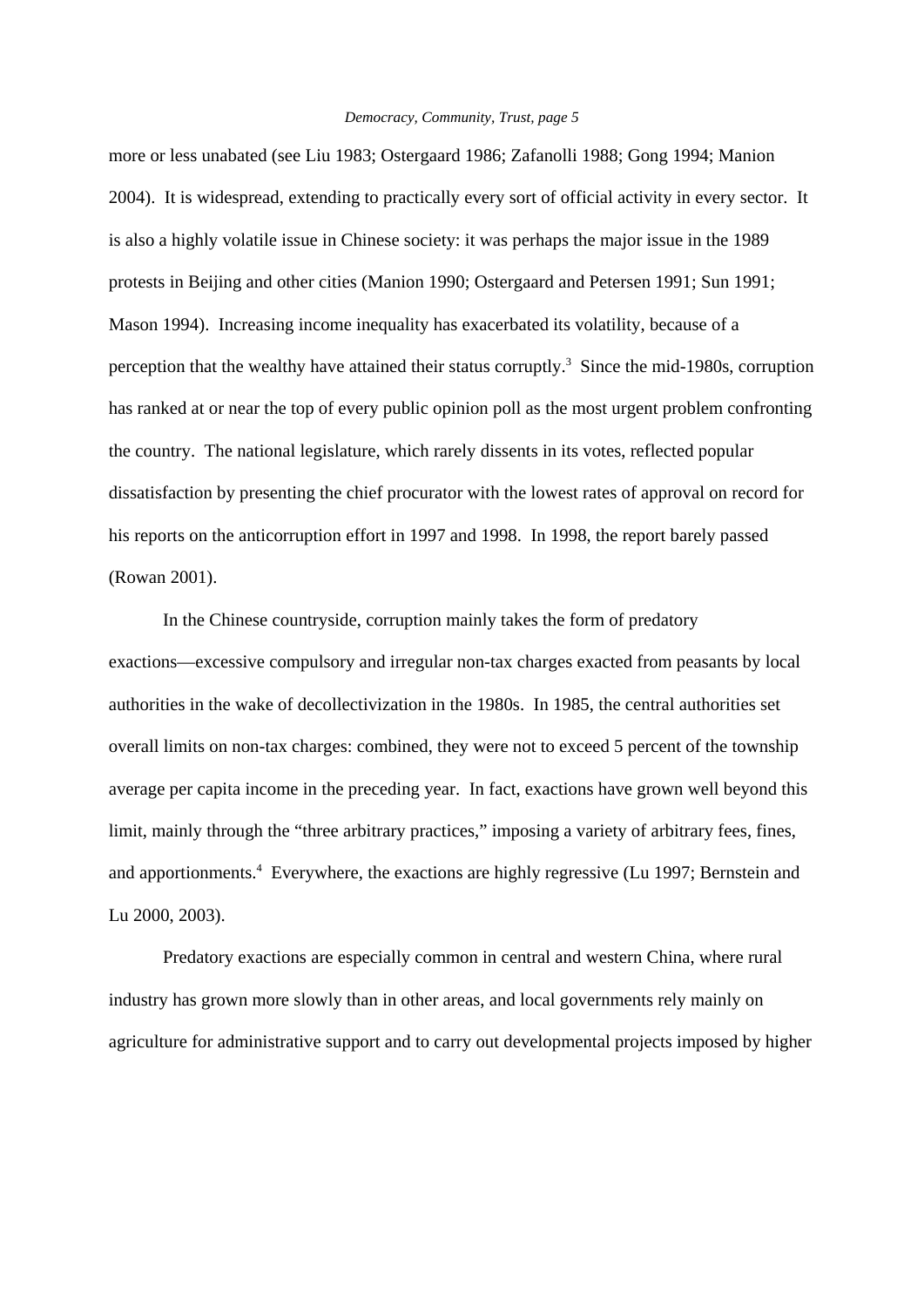more or less unabated (see Liu 1983; Ostergaard 1986; Zafanolli 1988; Gong 1994; Manion 2004). It is widespread, extending to practically every sort of official activity in every sector. It is also a highly volatile issue in Chinese society: it was perhaps the major issue in the 1989 protests in Beijing and other cities (Manion 1990; Ostergaard and Petersen 1991; Sun 1991; Mason 1994). Increasing income inequality has exacerbated its volatility, because of a perception that the wealthy have attained their status corruptly.[3] Since the mid-1980s, corruption has ranked at or near the top of every public opinion poll as the most urgent problem confronting the country. The national legislature, which rarely dissents in its votes, reflected popular dissatisfaction by presenting the chief procurator with the lowest rates of approval on record for his reports on the anticorruption effort in 1997 and 1998. In 1998, the report barely passed (Rowan 2001).

In the Chinese countryside, corruption mainly takes the form of predatory exactions—excessive compulsory and irregular non-tax charges exacted from peasants by local authorities in the wake of decollectivization in the 1980s. In 1985, the central authorities set overall limits on non-tax charges: combined, they were not to exceed 5 percent of the township average per capita income in the preceding year. In fact, exactions have grown well beyond this limit, mainly through the "three arbitrary practices," imposing a variety of arbitrary fees, fines, and apportionments.[4] Everywhere, the exactions are highly regressive (Lu 1997; Bernstein and Lu 2000, 2003).

Predatory exactions are especially common in central and western China, where rural industry has grown more slowly than in other areas, and local governments rely mainly on agriculture for administrative support and to carry out developmental projects imposed by higher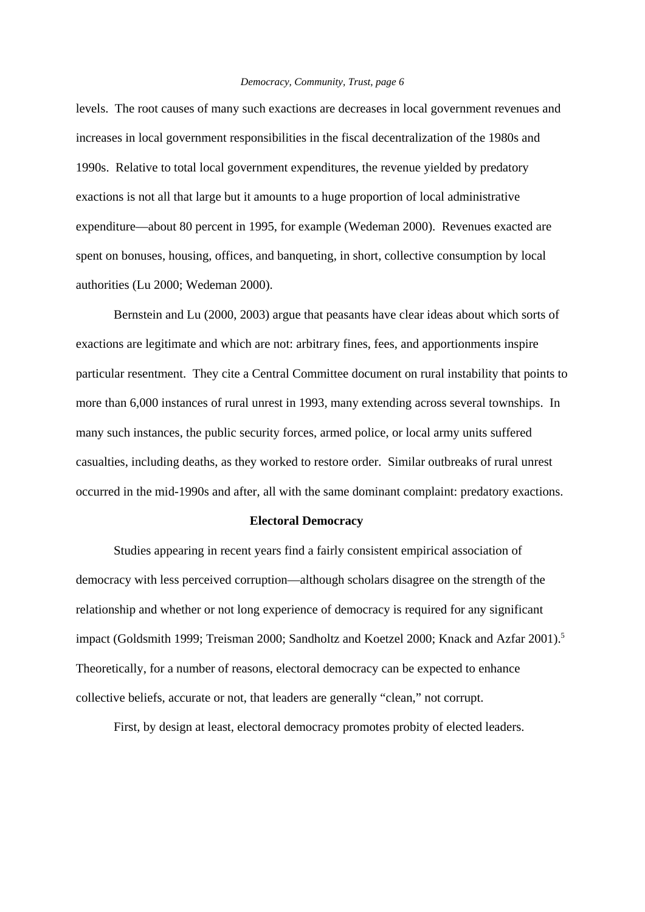levels. The root causes of many such exactions are decreases in local government revenues and increases in local government responsibilities in the fiscal decentralization of the 1980s and 1990s. Relative to total local government expenditures, the revenue yielded by predatory exactions is not all that large but it amounts to a huge proportion of local administrative expenditure—about 80 percent in 1995, for example (Wedeman 2000). Revenues exacted are spent on bonuses, housing, offices, and banqueting, in short, collective consumption by local authorities (Lu 2000; Wedeman 2000).

Bernstein and Lu (2000, 2003) argue that peasants have clear ideas about which sorts of exactions are legitimate and which are not: arbitrary fines, fees, and apportionments inspire particular resentment. They cite a Central Committee document on rural instability that points to more than 6,000 instances of rural unrest in 1993, many extending across several townships. In many such instances, the public security forces, armed police, or local army units suffered casualties, including deaths, as they worked to restore order. Similar outbreaks of rural unrest occurred in the mid-1990s and after, all with the same dominant complaint: predatory exactions.

## Electoral Democracy

Studies appearing in recent years find a fairly consistent empirical association of democracy with less perceived corruption—although scholars disagree on the strength of the relationship and whether or not long experience of democracy is required for any significant impact (Goldsmith 1999; Treisman 2000; Sandholtz and Koetzel 2000; Knack and Azfar 2001).[5] Theoretically, for a number of reasons, electoral democracy can be expected to enhance collective beliefs, accurate or not, that leaders are generally "clean," not corrupt.

First, by design at least, electoral democracy promotes probity of elected leaders.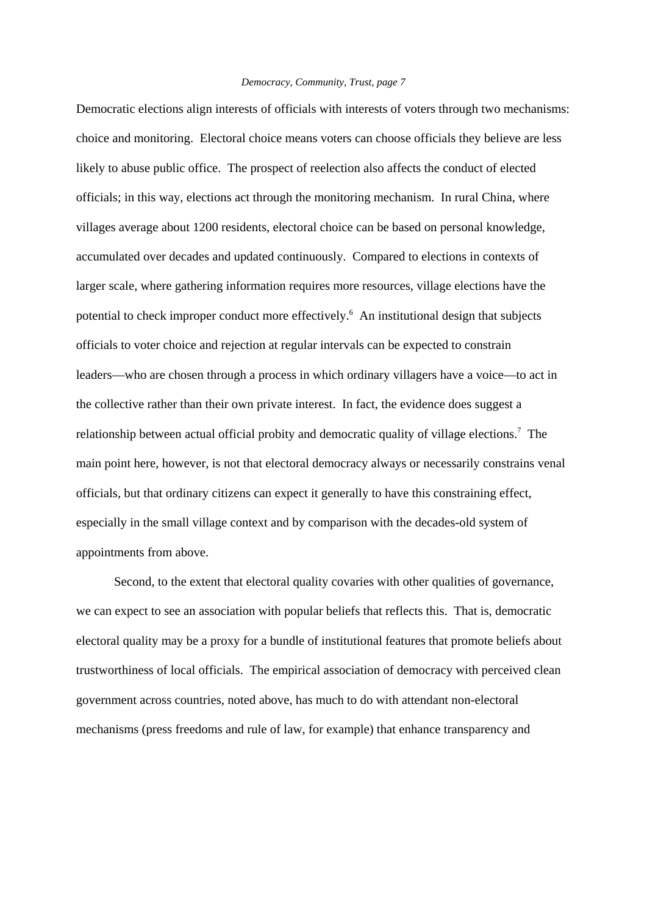Democratic elections align interests of officials with interests of voters through two mechanisms: choice and monitoring. Electoral choice means voters can choose officials they believe are less likely to abuse public office. The prospect of reelection also affects the conduct of elected officials; in this way, elections act through the monitoring mechanism. In rural China, where villages average about 1200 residents, electoral choice can be based on personal knowledge, accumulated over decades and updated continuously. Compared to elections in contexts of larger scale, where gathering information requires more resources, village elections have the potential to check improper conduct more effectively.[6] An institutional design that subjects officials to voter choice and rejection at regular intervals can be expected to constrain leaders—who are chosen through a process in which ordinary villagers have a voice—to act in the collective rather than their own private interest. In fact, the evidence does suggest a relationship between actual official probity and democratic quality of village elections.[7] The main point here, however, is not that electoral democracy always or necessarily constrains venal officials, but that ordinary citizens can expect it generally to have this constraining effect, especially in the small village context and by comparison with the decades-old system of appointments from above.

Second, to the extent that electoral quality covaries with other qualities of governance, we can expect to see an association with popular beliefs that reflects this. That is, democratic electoral quality may be a proxy for a bundle of institutional features that promote beliefs about trustworthiness of local officials. The empirical association of democracy with perceived clean government across countries, noted above, has much to do with attendant non-electoral mechanisms (press freedoms and rule of law, for example) that enhance transparency and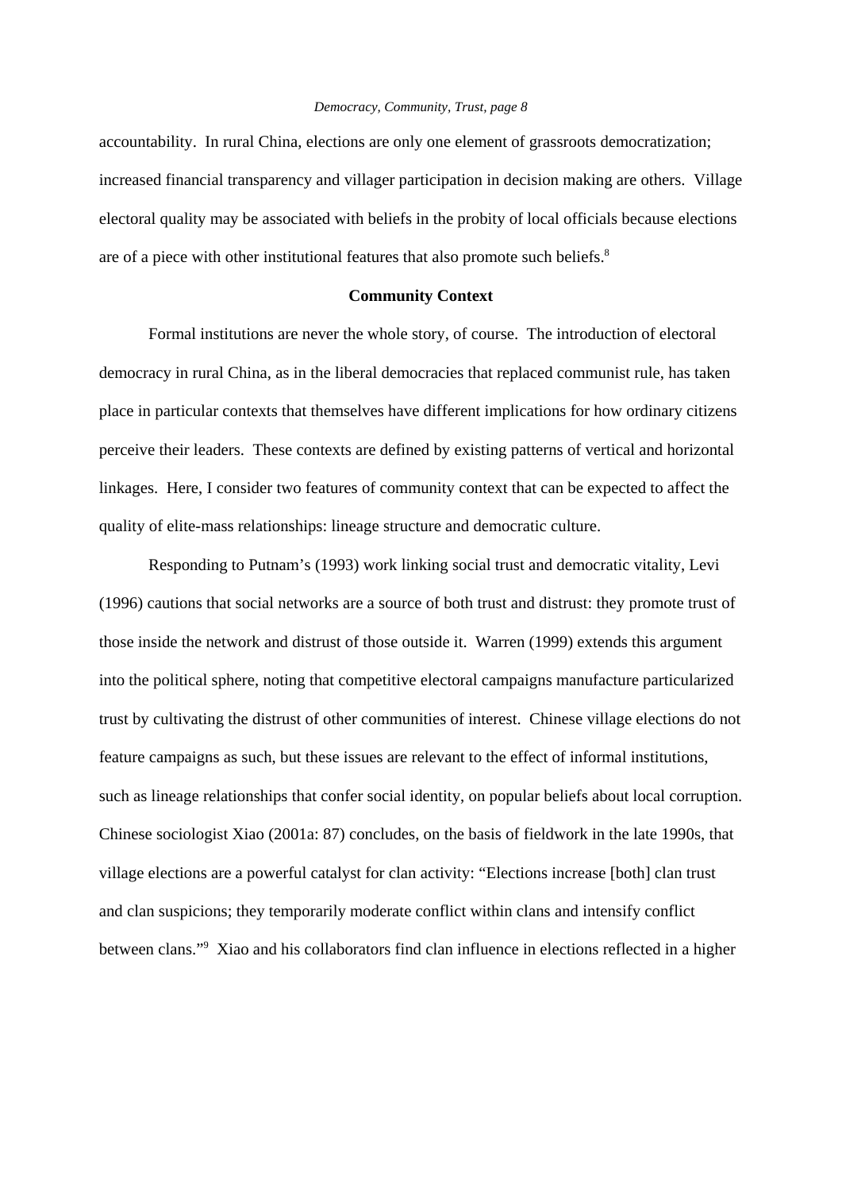accountability. In rural China, elections are only one element of grassroots democratization; increased financial transparency and villager participation in decision making are others. Village electoral quality may be associated with beliefs in the probity of local officials because elections are of a piece with other institutional features that also promote such beliefs.[8]

## Community Context

Formal institutions are never the whole story, of course. The introduction of electoral democracy in rural China, as in the liberal democracies that replaced communist rule, has taken place in particular contexts that themselves have different implications for how ordinary citizens perceive their leaders. These contexts are defined by existing patterns of vertical and horizontal linkages. Here, I consider two features of community context that can be expected to affect the quality of elite-mass relationships: lineage structure and democratic culture.

Responding to Putnam's (1993) work linking social trust and democratic vitality, Levi (1996) cautions that social networks are a source of both trust and distrust: they promote trust of those inside the network and distrust of those outside it. Warren (1999) extends this argument into the political sphere, noting that competitive electoral campaigns manufacture particularized trust by cultivating the distrust of other communities of interest. Chinese village elections do not feature campaigns as such, but these issues are relevant to the effect of informal institutions, such as lineage relationships that confer social identity, on popular beliefs about local corruption. Chinese sociologist Xiao (2001a: 87) concludes, on the basis of fieldwork in the late 1990s, that village elections are a powerful catalyst for clan activity: "Elections increase [both] clan trust and clan suspicions; they temporarily moderate conflict within clans and intensify conflict between clans."[9] Xiao and his collaborators find clan influence in elections reflected in a higher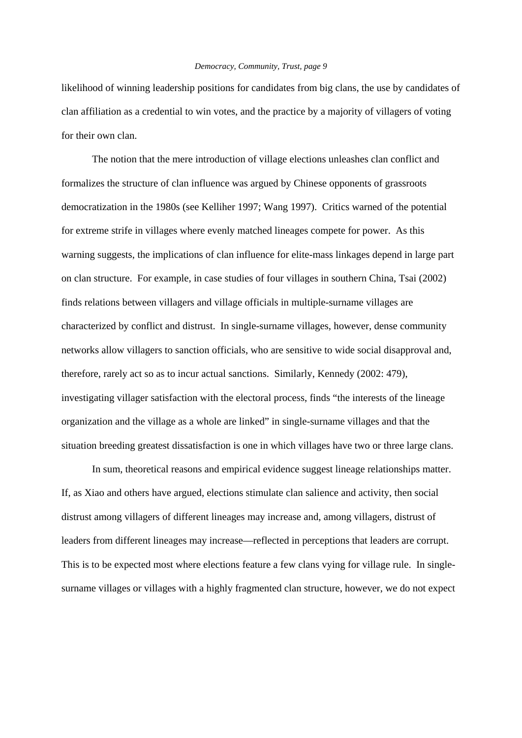likelihood of winning leadership positions for candidates from big clans, the use by candidates of clan affiliation as a credential to win votes, and the practice by a majority of villagers of voting for their own clan.

The notion that the mere introduction of village elections unleashes clan conflict and formalizes the structure of clan influence was argued by Chinese opponents of grassroots democratization in the 1980s (see Kelliher 1997; Wang 1997). Critics warned of the potential for extreme strife in villages where evenly matched lineages compete for power. As this warning suggests, the implications of clan influence for elite-mass linkages depend in large part on clan structure. For example, in case studies of four villages in southern China, Tsai (2002) finds relations between villagers and village officials in multiple-surname villages are characterized by conflict and distrust. In single-surname villages, however, dense community networks allow villagers to sanction officials, who are sensitive to wide social disapproval and, therefore, rarely act so as to incur actual sanctions. Similarly, Kennedy (2002: 479), investigating villager satisfaction with the electoral process, finds "the interests of the lineage organization and the village as a whole are linked" in single-surname villages and that the situation breeding greatest dissatisfaction is one in which villages have two or three large clans.

In sum, theoretical reasons and empirical evidence suggest lineage relationships matter. If, as Xiao and others have argued, elections stimulate clan salience and activity, then social distrust among villagers of different lineages may increase and, among villagers, distrust of leaders from different lineages may increase—reflected in perceptions that leaders are corrupt. This is to be expected most where elections feature a few clans vying for village rule. In single-surname villages or villages with a highly fragmented clan structure, however, we do not expect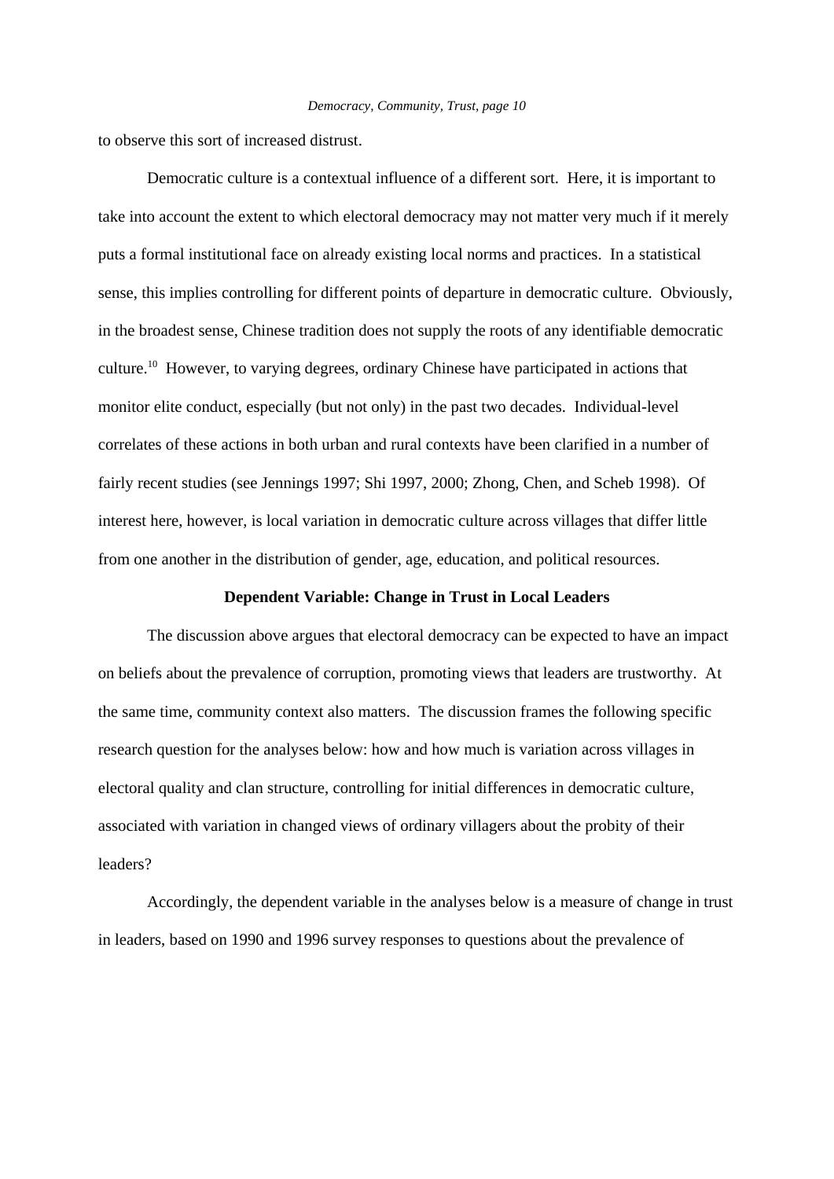to observe this sort of increased distrust.

Democratic culture is a contextual influence of a different sort. Here, it is important to take into account the extent to which electoral democracy may not matter very much if it merely puts a formal institutional face on already existing local norms and practices. In a statistical sense, this implies controlling for different points of departure in democratic culture. Obviously, in the broadest sense, Chinese tradition does not supply the roots of any identifiable democratic culture.[10] However, to varying degrees, ordinary Chinese have participated in actions that monitor elite conduct, especially (but not only) in the past two decades. Individual-level correlates of these actions in both urban and rural contexts have been clarified in a number of fairly recent studies (see Jennings 1997; Shi 1997, 2000; Zhong, Chen, and Scheb 1998). Of interest here, however, is local variation in democratic culture across villages that differ little from one another in the distribution of gender, age, education, and political resources.

## Dependent Variable: Change in Trust in Local Leaders

The discussion above argues that electoral democracy can be expected to have an impact on beliefs about the prevalence of corruption, promoting views that leaders are trustworthy. At the same time, community context also matters. The discussion frames the following specific research question for the analyses below: how and how much is variation across villages in electoral quality and clan structure, controlling for initial differences in democratic culture, associated with variation in changed views of ordinary villagers about the probity of their leaders?

Accordingly, the dependent variable in the analyses below is a measure of change in trust in leaders, based on 1990 and 1996 survey responses to questions about the prevalence of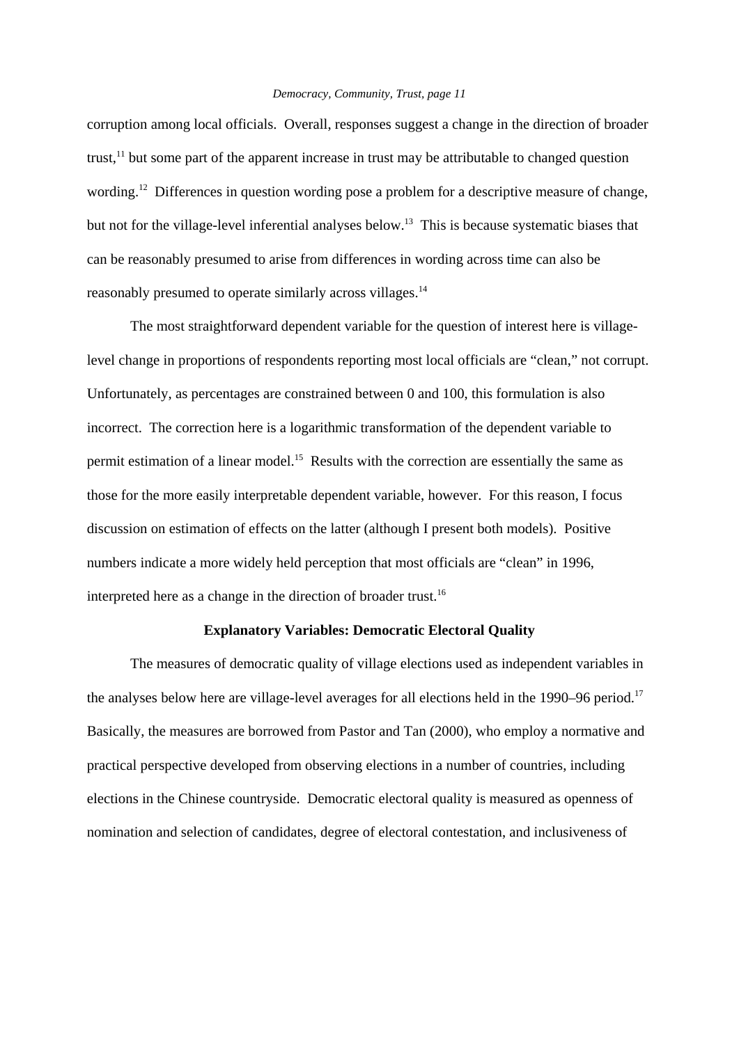corruption among local officials. Overall, responses suggest a change in the direction of broader trust,[11] but some part of the apparent increase in trust may be attributable to changed question wording.[12] Differences in question wording pose a problem for a descriptive measure of change, but not for the village-level inferential analyses below.[13] This is because systematic biases that can be reasonably presumed to arise from differences in wording across time can also be reasonably presumed to operate similarly across villages.[14]

The most straightforward dependent variable for the question of interest here is village-level change in proportions of respondents reporting most local officials are "clean," not corrupt. Unfortunately, as percentages are constrained between 0 and 100, this formulation is also incorrect. The correction here is a logarithmic transformation of the dependent variable to permit estimation of a linear model.[15] Results with the correction are essentially the same as those for the more easily interpretable dependent variable, however. For this reason, I focus discussion on estimation of effects on the latter (although I present both models). Positive numbers indicate a more widely held perception that most officials are "clean" in 1996, interpreted here as a change in the direction of broader trust.[16]

### Explanatory Variables: Democratic Electoral Quality

The measures of democratic quality of village elections used as independent variables in the analyses below here are village-level averages for all elections held in the 1990–96 period.[17] Basically, the measures are borrowed from Pastor and Tan (2000), who employ a normative and practical perspective developed from observing elections in a number of countries, including elections in the Chinese countryside. Democratic electoral quality is measured as openness of nomination and selection of candidates, degree of electoral contestation, and inclusiveness of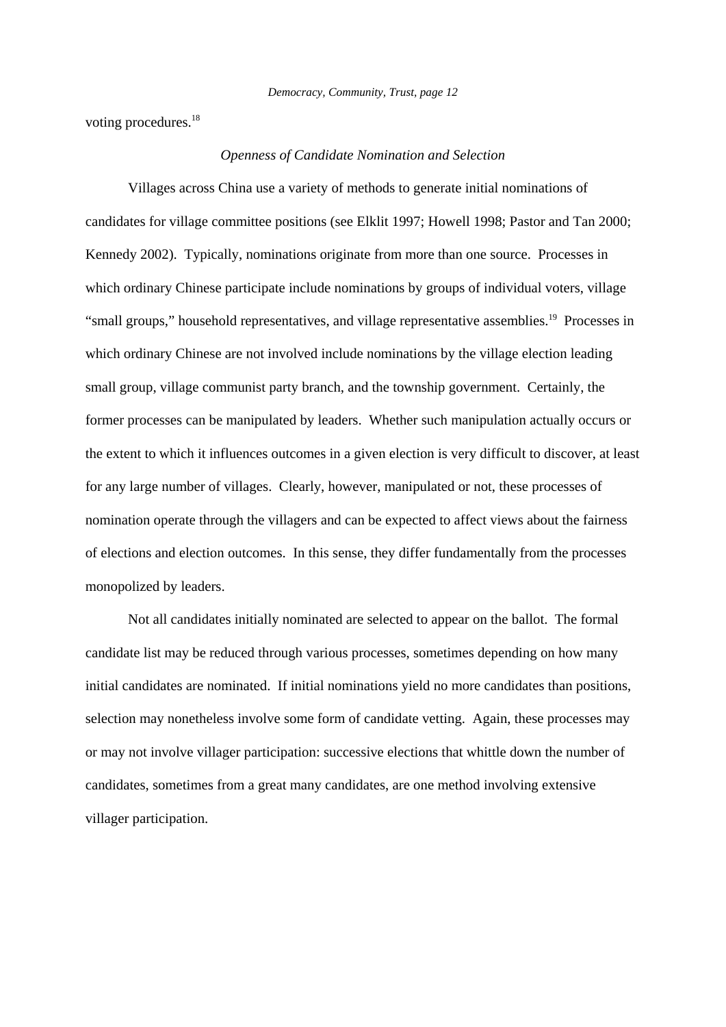voting procedures.[18]

### *Openness of Candidate Nomination and Selection*

Villages across China use a variety of methods to generate initial nominations of candidates for village committee positions (see Elklit 1997; Howell 1998; Pastor and Tan 2000; Kennedy 2002). Typically, nominations originate from more than one source. Processes in which ordinary Chinese participate include nominations by groups of individual voters, village "small groups," household representatives, and village representative assemblies.[19] Processes in which ordinary Chinese are not involved include nominations by the village election leading small group, village communist party branch, and the township government. Certainly, the former processes can be manipulated by leaders. Whether such manipulation actually occurs or the extent to which it influences outcomes in a given election is very difficult to discover, at least for any large number of villages. Clearly, however, manipulated or not, these processes of nomination operate through the villagers and can be expected to affect views about the fairness of elections and election outcomes. In this sense, they differ fundamentally from the processes monopolized by leaders.

Not all candidates initially nominated are selected to appear on the ballot. The formal candidate list may be reduced through various processes, sometimes depending on how many initial candidates are nominated. If initial nominations yield no more candidates than positions, selection may nonetheless involve some form of candidate vetting. Again, these processes may or may not involve villager participation: successive elections that whittle down the number of candidates, sometimes from a great many candidates, are one method involving extensive villager participation.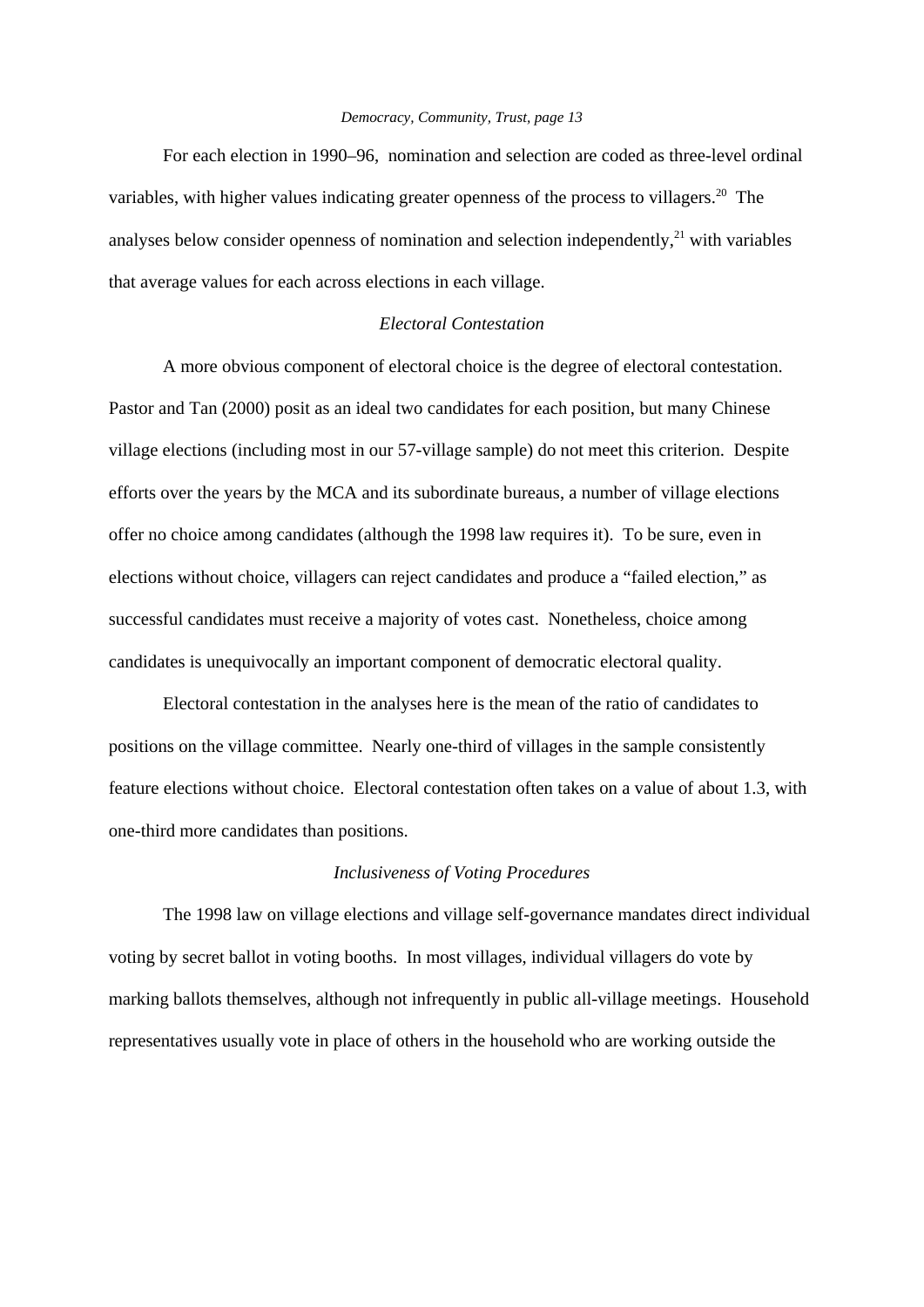For each election in 1990–96, nomination and selection are coded as three-level ordinal variables, with higher values indicating greater openness of the process to villagers.[20] The analyses below consider openness of nomination and selection independently,[21] with variables that average values for each across elections in each village.

### *Electoral Contestation*

A more obvious component of electoral choice is the degree of electoral contestation. Pastor and Tan (2000) posit as an ideal two candidates for each position, but many Chinese village elections (including most in our 57-village sample) do not meet this criterion. Despite efforts over the years by the MCA and its subordinate bureaus, a number of village elections offer no choice among candidates (although the 1998 law requires it). To be sure, even in elections without choice, villagers can reject candidates and produce a "failed election," as successful candidates must receive a majority of votes cast. Nonetheless, choice among candidates is unequivocally an important component of democratic electoral quality.

Electoral contestation in the analyses here is the mean of the ratio of candidates to positions on the village committee. Nearly one-third of villages in the sample consistently feature elections without choice. Electoral contestation often takes on a value of about 1.3, with one-third more candidates than positions.

### *Inclusiveness of Voting Procedures*

The 1998 law on village elections and village self-governance mandates direct individual voting by secret ballot in voting booths. In most villages, individual villagers do vote by marking ballots themselves, although not infrequently in public all-village meetings. Household representatives usually vote in place of others in the household who are working outside the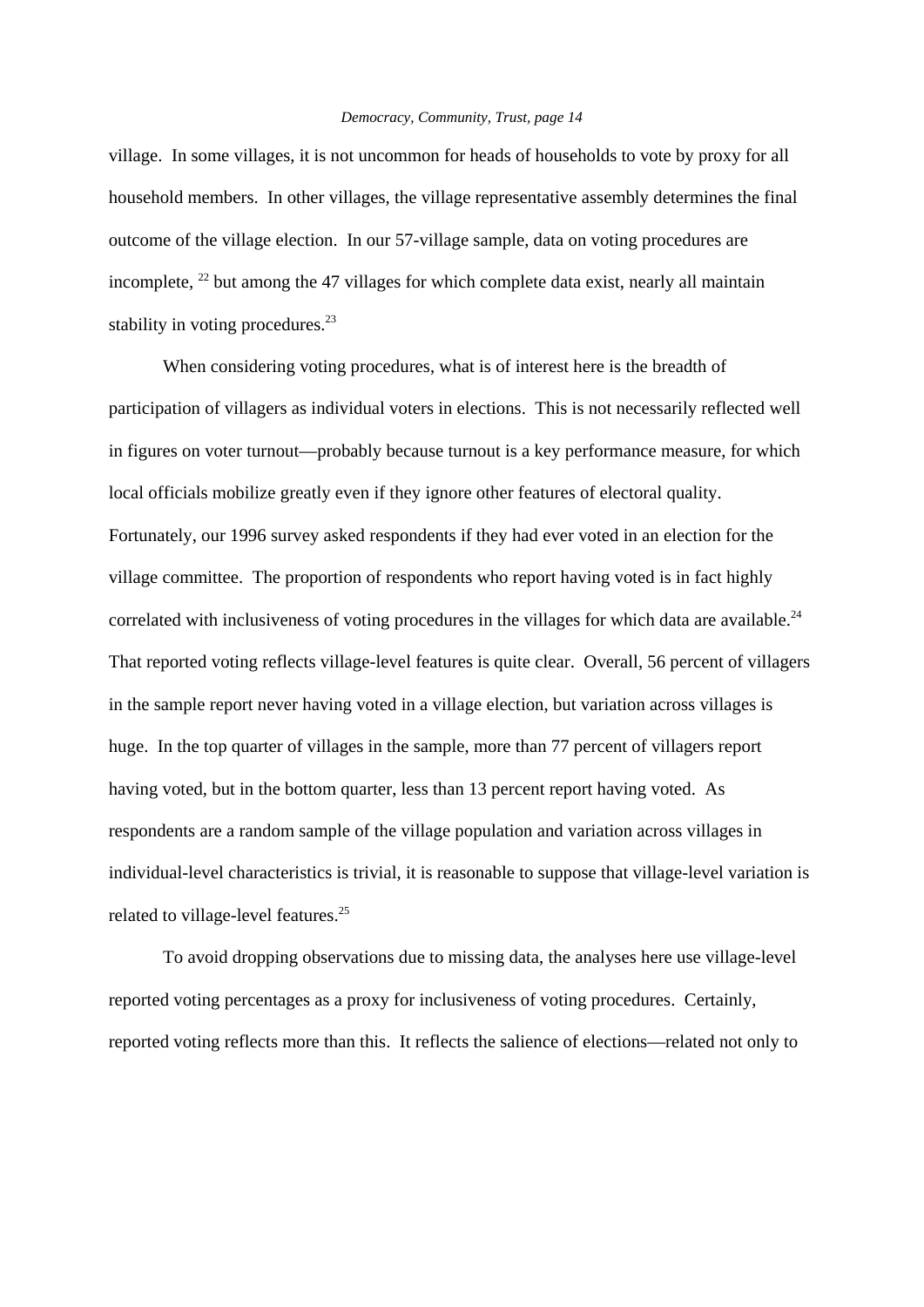village. In some villages, it is not uncommon for heads of households to vote by proxy for all household members. In other villages, the village representative assembly determines the final outcome of the village election. In our 57-village sample, data on voting procedures are incomplete, [22] but among the 47 villages for which complete data exist, nearly all maintain stability in voting procedures.[23]

When considering voting procedures, what is of interest here is the breadth of participation of villagers as individual voters in elections. This is not necessarily reflected well in figures on voter turnout—probably because turnout is a key performance measure, for which local officials mobilize greatly even if they ignore other features of electoral quality. Fortunately, our 1996 survey asked respondents if they had ever voted in an election for the village committee. The proportion of respondents who report having voted is in fact highly correlated with inclusiveness of voting procedures in the villages for which data are available.[24] That reported voting reflects village-level features is quite clear. Overall, 56 percent of villagers in the sample report never having voted in a village election, but variation across villages is huge. In the top quarter of villages in the sample, more than 77 percent of villagers report having voted, but in the bottom quarter, less than 13 percent report having voted. As respondents are a random sample of the village population and variation across villages in individual-level characteristics is trivial, it is reasonable to suppose that village-level variation is related to village-level features.[25]

To avoid dropping observations due to missing data, the analyses here use village-level reported voting percentages as a proxy for inclusiveness of voting procedures. Certainly, reported voting reflects more than this. It reflects the salience of elections—related not only to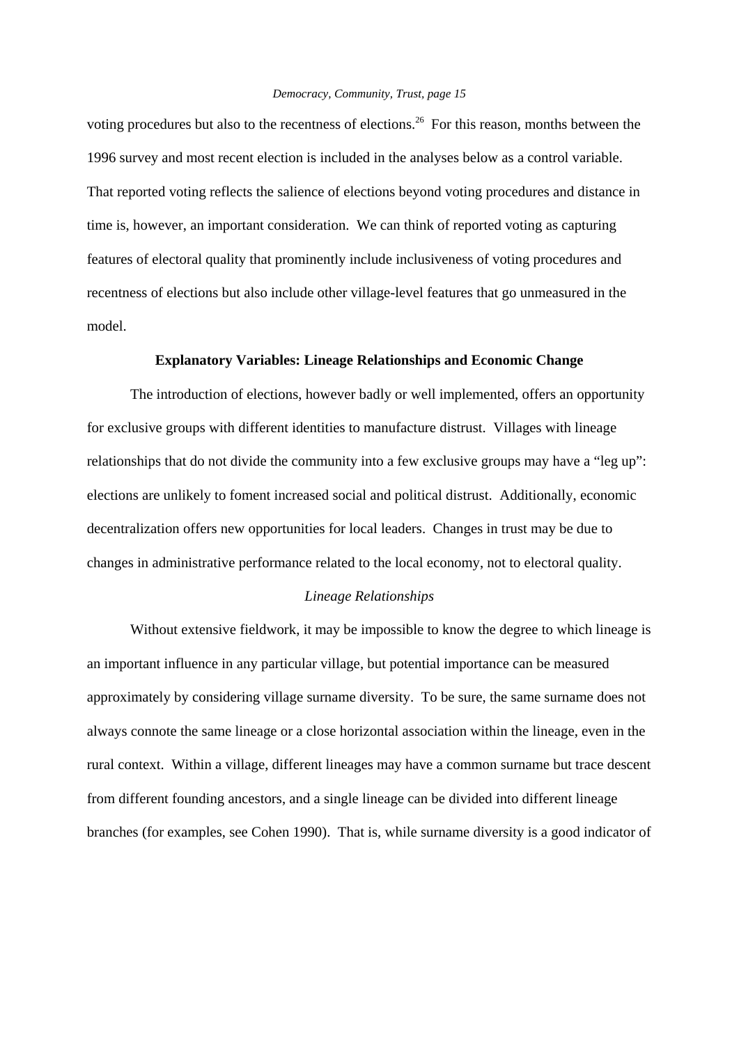voting procedures but also to the recentness of elections.[26] For this reason, months between the 1996 survey and most recent election is included in the analyses below as a control variable. That reported voting reflects the salience of elections beyond voting procedures and distance in time is, however, an important consideration. We can think of reported voting as capturing features of electoral quality that prominently include inclusiveness of voting procedures and recentness of elections but also include other village-level features that go unmeasured in the model.

## Explanatory Variables: Lineage Relationships and Economic Change

The introduction of elections, however badly or well implemented, offers an opportunity for exclusive groups with different identities to manufacture distrust. Villages with lineage relationships that do not divide the community into a few exclusive groups may have a "leg up": elections are unlikely to foment increased social and political distrust. Additionally, economic decentralization offers new opportunities for local leaders. Changes in trust may be due to changes in administrative performance related to the local economy, not to electoral quality.

### *Lineage Relationships*

Without extensive fieldwork, it may be impossible to know the degree to which lineage is an important influence in any particular village, but potential importance can be measured approximately by considering village surname diversity. To be sure, the same surname does not always connote the same lineage or a close horizontal association within the lineage, even in the rural context. Within a village, different lineages may have a common surname but trace descent from different founding ancestors, and a single lineage can be divided into different lineage branches (for examples, see Cohen 1990). That is, while surname diversity is a good indicator of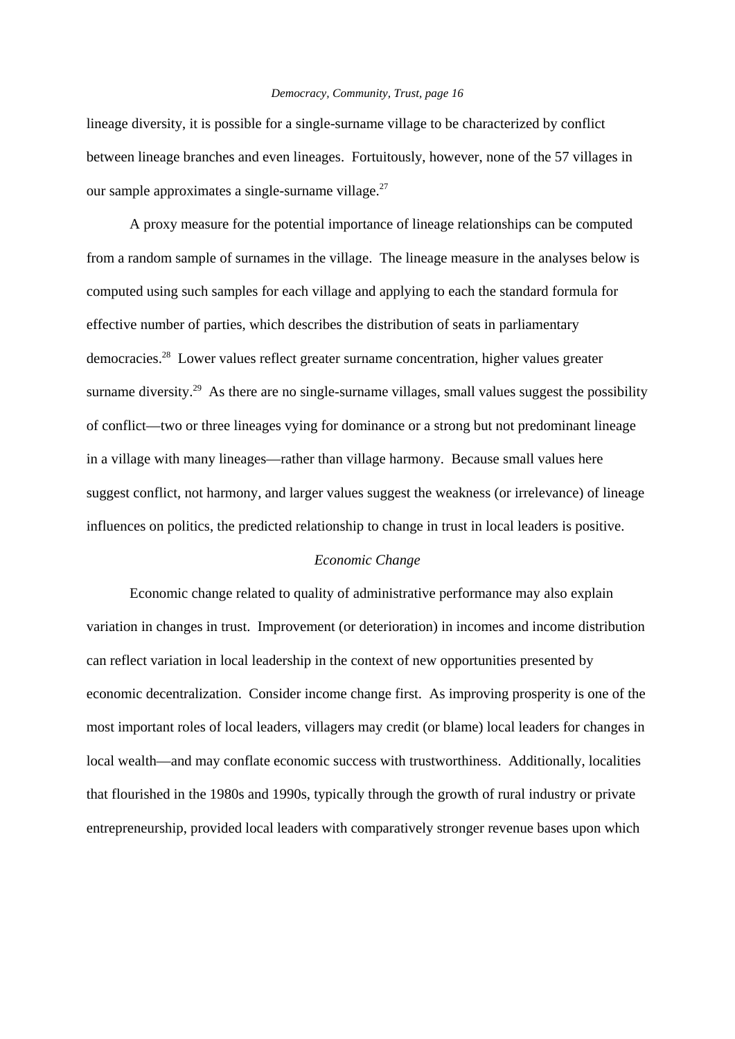lineage diversity, it is possible for a single-surname village to be characterized by conflict between lineage branches and even lineages. Fortuitously, however, none of the 57 villages in our sample approximates a single-surname village.[27]

A proxy measure for the potential importance of lineage relationships can be computed from a random sample of surnames in the village. The lineage measure in the analyses below is computed using such samples for each village and applying to each the standard formula for effective number of parties, which describes the distribution of seats in parliamentary democracies.[28] Lower values reflect greater surname concentration, higher values greater surname diversity.[29] As there are no single-surname villages, small values suggest the possibility of conflict—two or three lineages vying for dominance or a strong but not predominant lineage in a village with many lineages—rather than village harmony. Because small values here suggest conflict, not harmony, and larger values suggest the weakness (or irrelevance) of lineage influences on politics, the predicted relationship to change in trust in local leaders is positive.

### *Economic Change*

Economic change related to quality of administrative performance may also explain variation in changes in trust. Improvement (or deterioration) in incomes and income distribution can reflect variation in local leadership in the context of new opportunities presented by economic decentralization. Consider income change first. As improving prosperity is one of the most important roles of local leaders, villagers may credit (or blame) local leaders for changes in local wealth—and may conflate economic success with trustworthiness. Additionally, localities that flourished in the 1980s and 1990s, typically through the growth of rural industry or private entrepreneurship, provided local leaders with comparatively stronger revenue bases upon which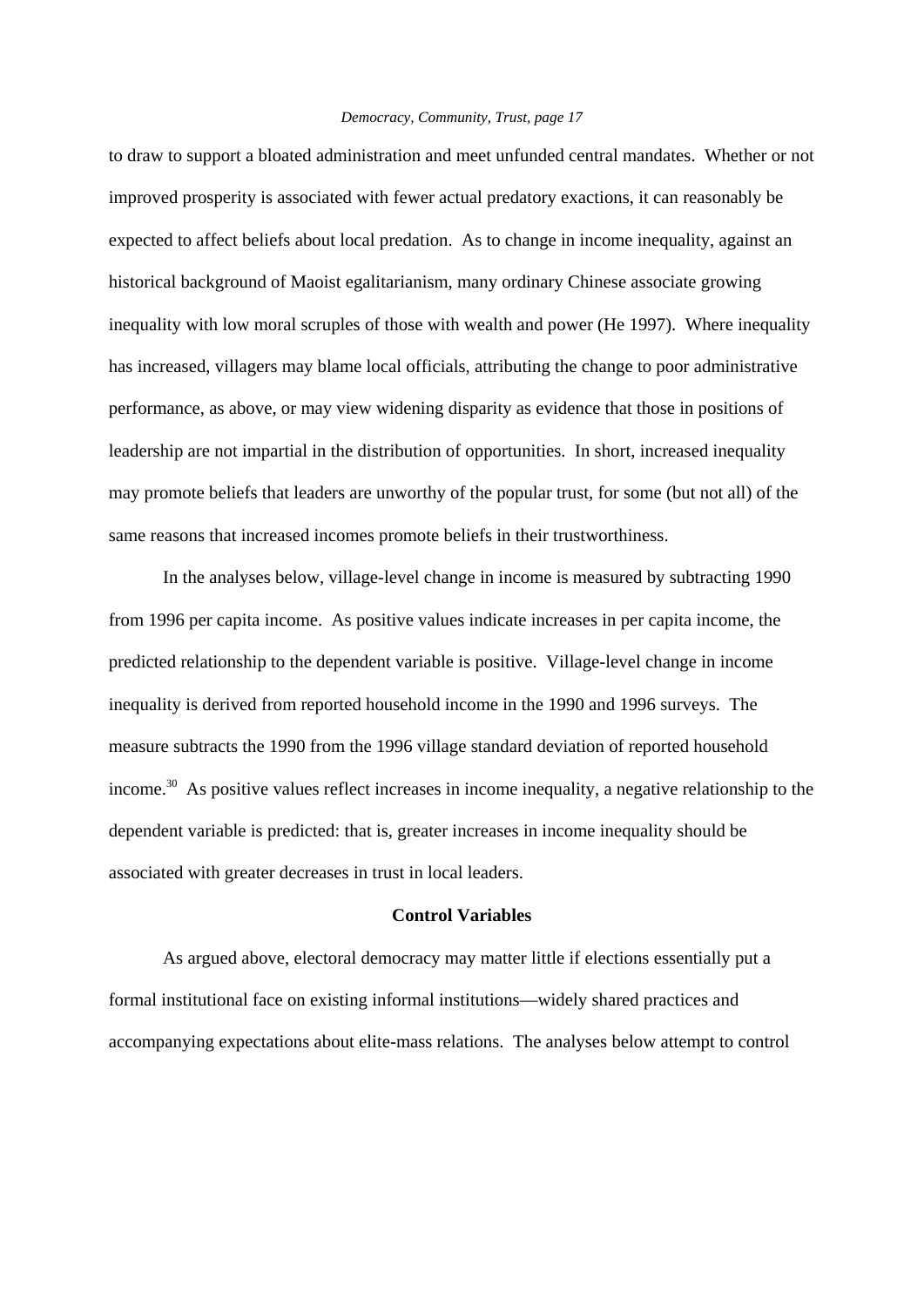to draw to support a bloated administration and meet unfunded central mandates. Whether or not improved prosperity is associated with fewer actual predatory exactions, it can reasonably be expected to affect beliefs about local predation. As to change in income inequality, against an historical background of Maoist egalitarianism, many ordinary Chinese associate growing inequality with low moral scruples of those with wealth and power (He 1997). Where inequality has increased, villagers may blame local officials, attributing the change to poor administrative performance, as above, or may view widening disparity as evidence that those in positions of leadership are not impartial in the distribution of opportunities. In short, increased inequality may promote beliefs that leaders are unworthy of the popular trust, for some (but not all) of the same reasons that increased incomes promote beliefs in their trustworthiness.

In the analyses below, village-level change in income is measured by subtracting 1990 from 1996 per capita income. As positive values indicate increases in per capita income, the predicted relationship to the dependent variable is positive. Village-level change in income inequality is derived from reported household income in the 1990 and 1996 surveys. The measure subtracts the 1990 from the 1996 village standard deviation of reported household income.[30] As positive values reflect increases in income inequality, a negative relationship to the dependent variable is predicted: that is, greater increases in income inequality should be associated with greater decreases in trust in local leaders.

## Control Variables

As argued above, electoral democracy may matter little if elections essentially put a formal institutional face on existing informal institutions—widely shared practices and accompanying expectations about elite-mass relations. The analyses below attempt to control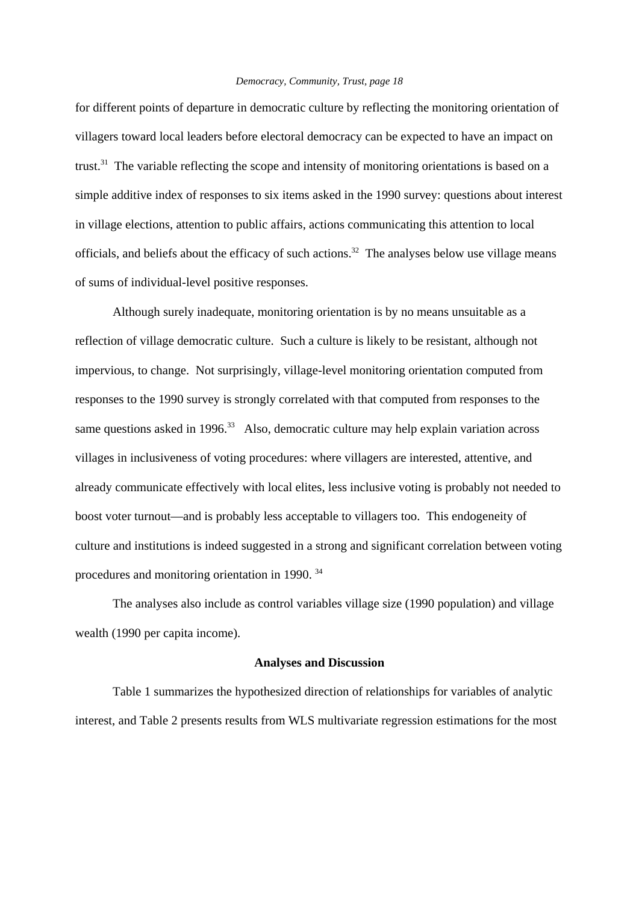for different points of departure in democratic culture by reflecting the monitoring orientation of villagers toward local leaders before electoral democracy can be expected to have an impact on trust.[31] The variable reflecting the scope and intensity of monitoring orientations is based on a simple additive index of responses to six items asked in the 1990 survey: questions about interest in village elections, attention to public affairs, actions communicating this attention to local officials, and beliefs about the efficacy of such actions.[32] The analyses below use village means of sums of individual-level positive responses.

Although surely inadequate, monitoring orientation is by no means unsuitable as a reflection of village democratic culture. Such a culture is likely to be resistant, although not impervious, to change. Not surprisingly, village-level monitoring orientation computed from responses to the 1990 survey is strongly correlated with that computed from responses to the same questions asked in 1996.[33] Also, democratic culture may help explain variation across villages in inclusiveness of voting procedures: where villagers are interested, attentive, and already communicate effectively with local elites, less inclusive voting is probably not needed to boost voter turnout—and is probably less acceptable to villagers too. This endogeneity of culture and institutions is indeed suggested in a strong and significant correlation between voting procedures and monitoring orientation in 1990.[34]

The analyses also include as control variables village size (1990 population) and village wealth (1990 per capita income).

## Analyses and Discussion

Table 1 summarizes the hypothesized direction of relationships for variables of analytic interest, and Table 2 presents results from WLS multivariate regression estimations for the most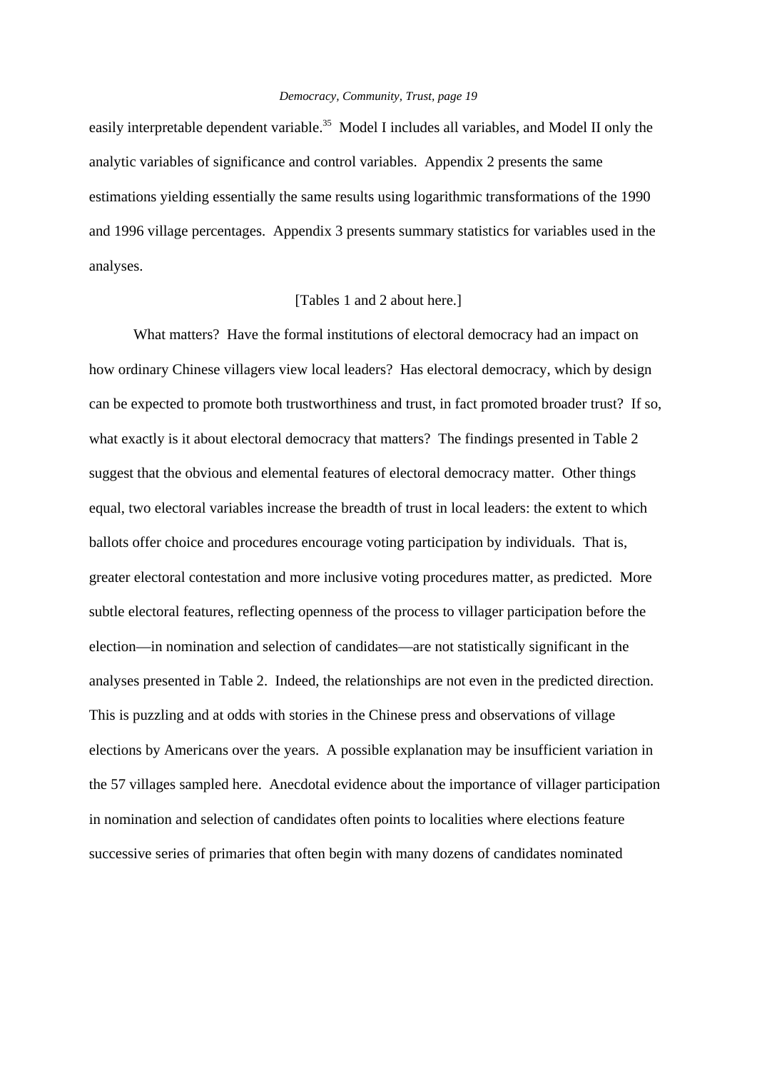easily interpretable dependent variable.[35] Model I includes all variables, and Model II only the analytic variables of significance and control variables. Appendix 2 presents the same estimations yielding essentially the same results using logarithmic transformations of the 1990 and 1996 village percentages. Appendix 3 presents summary statistics for variables used in the analyses.

[Tables 1 and 2 about here.]

What matters? Have the formal institutions of electoral democracy had an impact on how ordinary Chinese villagers view local leaders? Has electoral democracy, which by design can be expected to promote both trustworthiness and trust, in fact promoted broader trust? If so, what exactly is it about electoral democracy that matters? The findings presented in Table 2 suggest that the obvious and elemental features of electoral democracy matter. Other things equal, two electoral variables increase the breadth of trust in local leaders: the extent to which ballots offer choice and procedures encourage voting participation by individuals. That is, greater electoral contestation and more inclusive voting procedures matter, as predicted. More subtle electoral features, reflecting openness of the process to villager participation before the election—in nomination and selection of candidates—are not statistically significant in the analyses presented in Table 2. Indeed, the relationships are not even in the predicted direction. This is puzzling and at odds with stories in the Chinese press and observations of village elections by Americans over the years. A possible explanation may be insufficient variation in the 57 villages sampled here. Anecdotal evidence about the importance of villager participation in nomination and selection of candidates often points to localities where elections feature successive series of primaries that often begin with many dozens of candidates nominated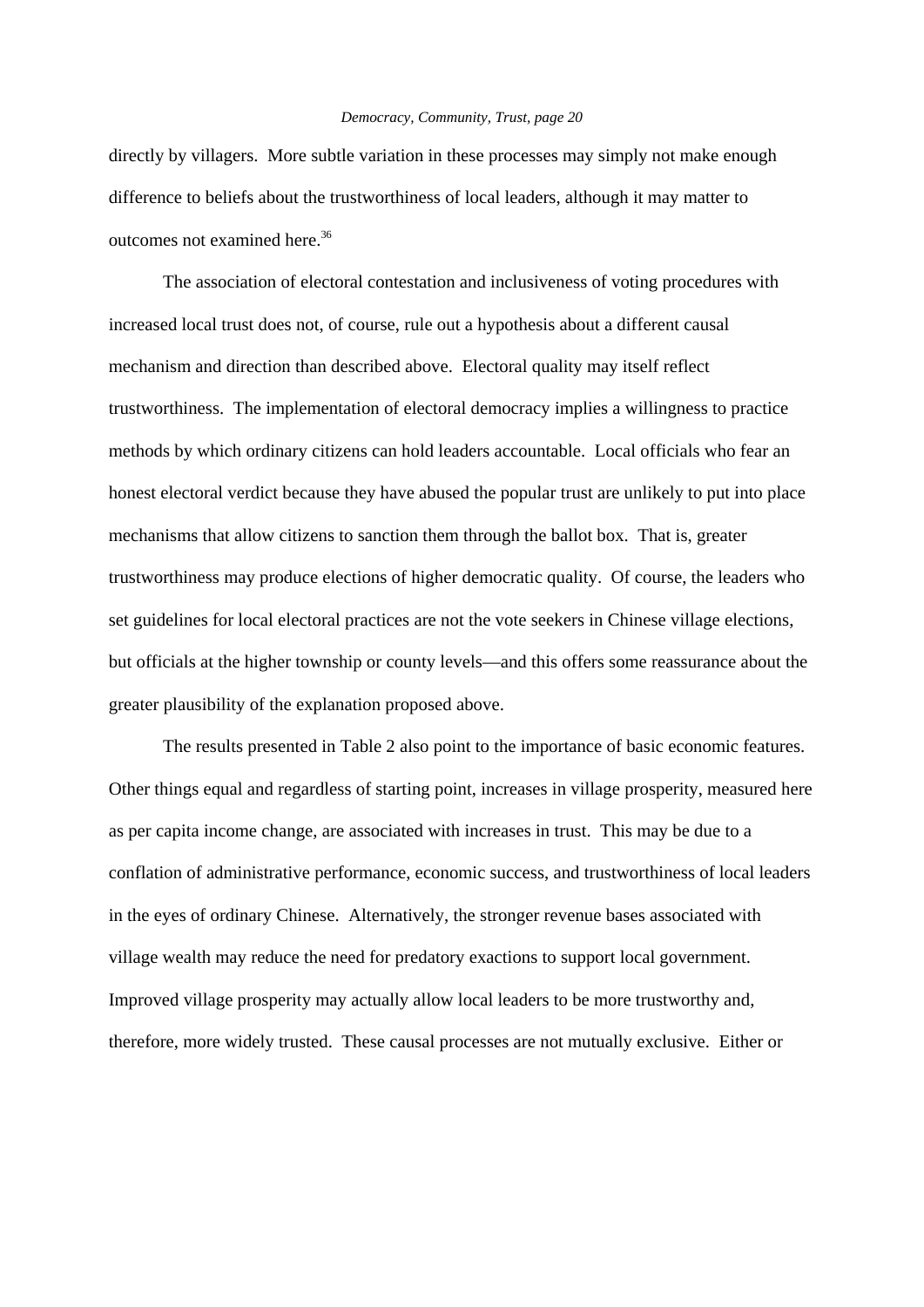directly by villagers. More subtle variation in these processes may simply not make enough difference to beliefs about the trustworthiness of local leaders, although it may matter to outcomes not examined here.[36]

The association of electoral contestation and inclusiveness of voting procedures with increased local trust does not, of course, rule out a hypothesis about a different causal mechanism and direction than described above. Electoral quality may itself reflect trustworthiness. The implementation of electoral democracy implies a willingness to practice methods by which ordinary citizens can hold leaders accountable. Local officials who fear an honest electoral verdict because they have abused the popular trust are unlikely to put into place mechanisms that allow citizens to sanction them through the ballot box. That is, greater trustworthiness may produce elections of higher democratic quality. Of course, the leaders who set guidelines for local electoral practices are not the vote seekers in Chinese village elections, but officials at the higher township or county levels—and this offers some reassurance about the greater plausibility of the explanation proposed above.

The results presented in Table 2 also point to the importance of basic economic features. Other things equal and regardless of starting point, increases in village prosperity, measured here as per capita income change, are associated with increases in trust. This may be due to a conflation of administrative performance, economic success, and trustworthiness of local leaders in the eyes of ordinary Chinese. Alternatively, the stronger revenue bases associated with village wealth may reduce the need for predatory exactions to support local government. Improved village prosperity may actually allow local leaders to be more trustworthy and, therefore, more widely trusted. These causal processes are not mutually exclusive. Either or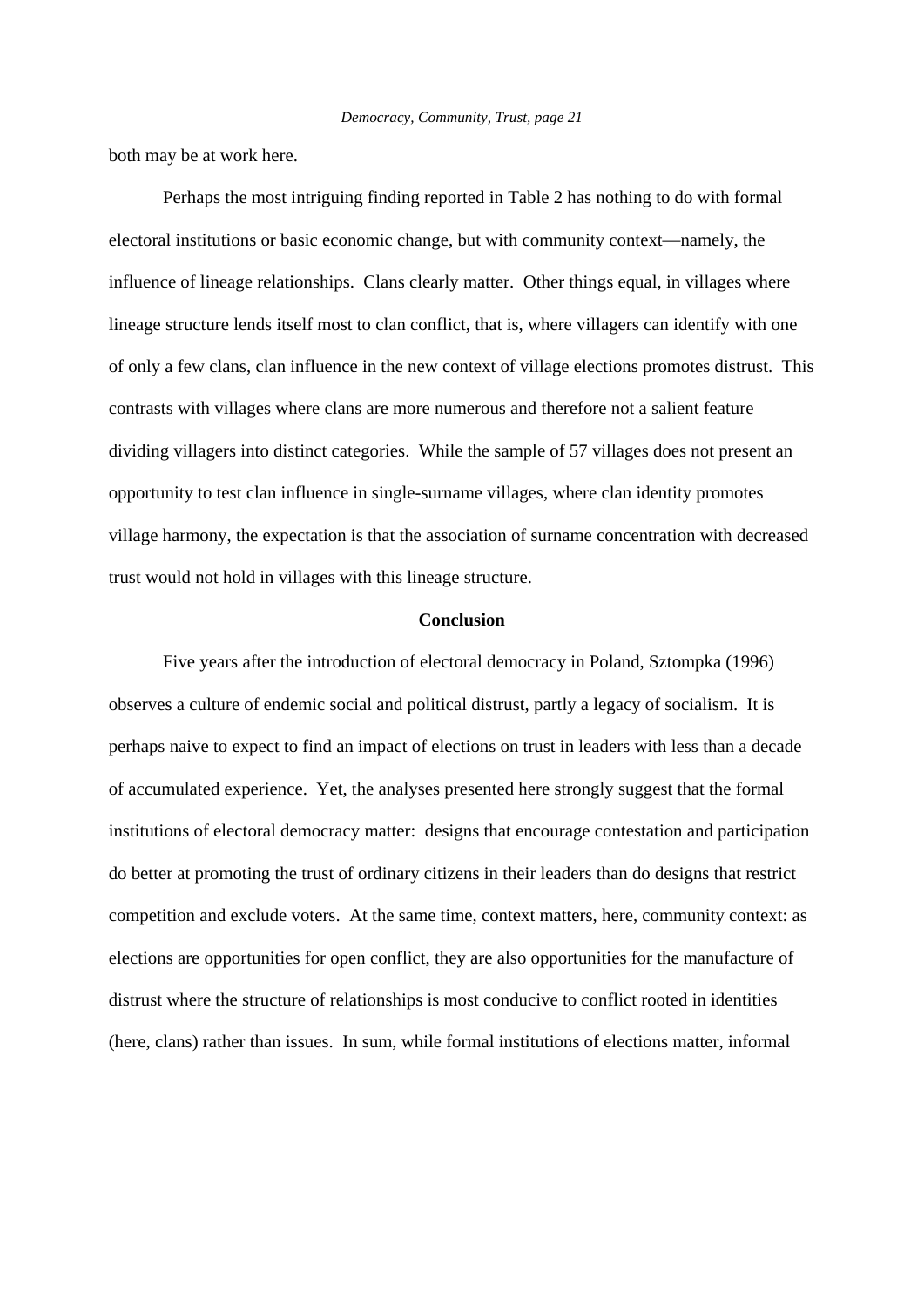both may be at work here.

Perhaps the most intriguing finding reported in Table 2 has nothing to do with formal electoral institutions or basic economic change, but with community context—namely, the influence of lineage relationships. Clans clearly matter. Other things equal, in villages where lineage structure lends itself most to clan conflict, that is, where villagers can identify with one of only a few clans, clan influence in the new context of village elections promotes distrust. This contrasts with villages where clans are more numerous and therefore not a salient feature dividing villagers into distinct categories. While the sample of 57 villages does not present an opportunity to test clan influence in single-surname villages, where clan identity promotes village harmony, the expectation is that the association of surname concentration with decreased trust would not hold in villages with this lineage structure.

## Conclusion

Five years after the introduction of electoral democracy in Poland, Sztompka (1996) observes a culture of endemic social and political distrust, partly a legacy of socialism. It is perhaps naive to expect to find an impact of elections on trust in leaders with less than a decade of accumulated experience. Yet, the analyses presented here strongly suggest that the formal institutions of electoral democracy matter: designs that encourage contestation and participation do better at promoting the trust of ordinary citizens in their leaders than do designs that restrict competition and exclude voters. At the same time, context matters, here, community context: as elections are opportunities for open conflict, they are also opportunities for the manufacture of distrust where the structure of relationships is most conducive to conflict rooted in identities (here, clans) rather than issues. In sum, while formal institutions of elections matter, informal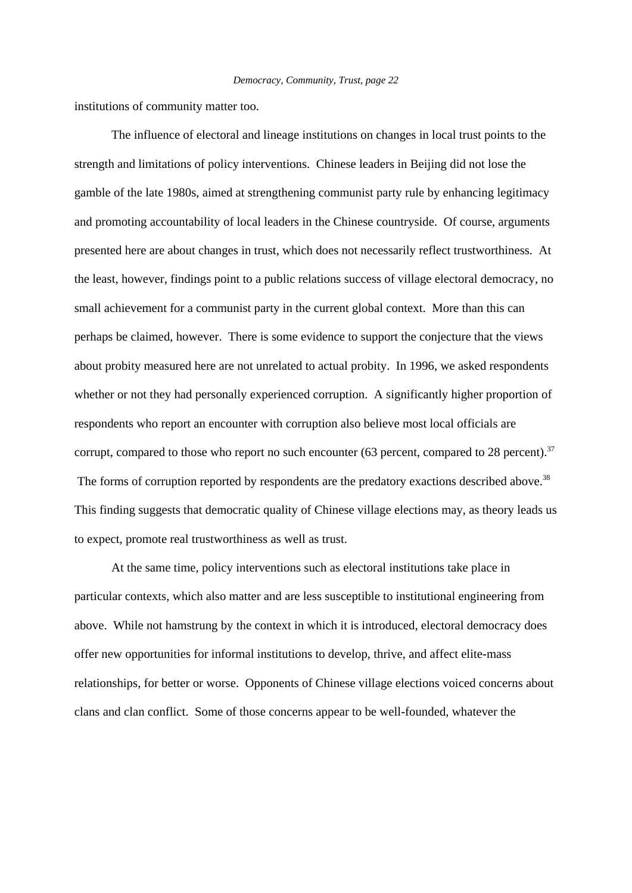institutions of community matter too.

The influence of electoral and lineage institutions on changes in local trust points to the strength and limitations of policy interventions. Chinese leaders in Beijing did not lose the gamble of the late 1980s, aimed at strengthening communist party rule by enhancing legitimacy and promoting accountability of local leaders in the Chinese countryside. Of course, arguments presented here are about changes in trust, which does not necessarily reflect trustworthiness. At the least, however, findings point to a public relations success of village electoral democracy, no small achievement for a communist party in the current global context. More than this can perhaps be claimed, however. There is some evidence to support the conjecture that the views about probity measured here are not unrelated to actual probity. In 1996, we asked respondents whether or not they had personally experienced corruption. A significantly higher proportion of respondents who report an encounter with corruption also believe most local officials are corrupt, compared to those who report no such encounter (63 percent, compared to 28 percent).[37] The forms of corruption reported by respondents are the predatory exactions described above.[38] This finding suggests that democratic quality of Chinese village elections may, as theory leads us to expect, promote real trustworthiness as well as trust.

At the same time, policy interventions such as electoral institutions take place in particular contexts, which also matter and are less susceptible to institutional engineering from above. While not hamstrung by the context in which it is introduced, electoral democracy does offer new opportunities for informal institutions to develop, thrive, and affect elite-mass relationships, for better or worse. Opponents of Chinese village elections voiced concerns about clans and clan conflict. Some of those concerns appear to be well-founded, whatever the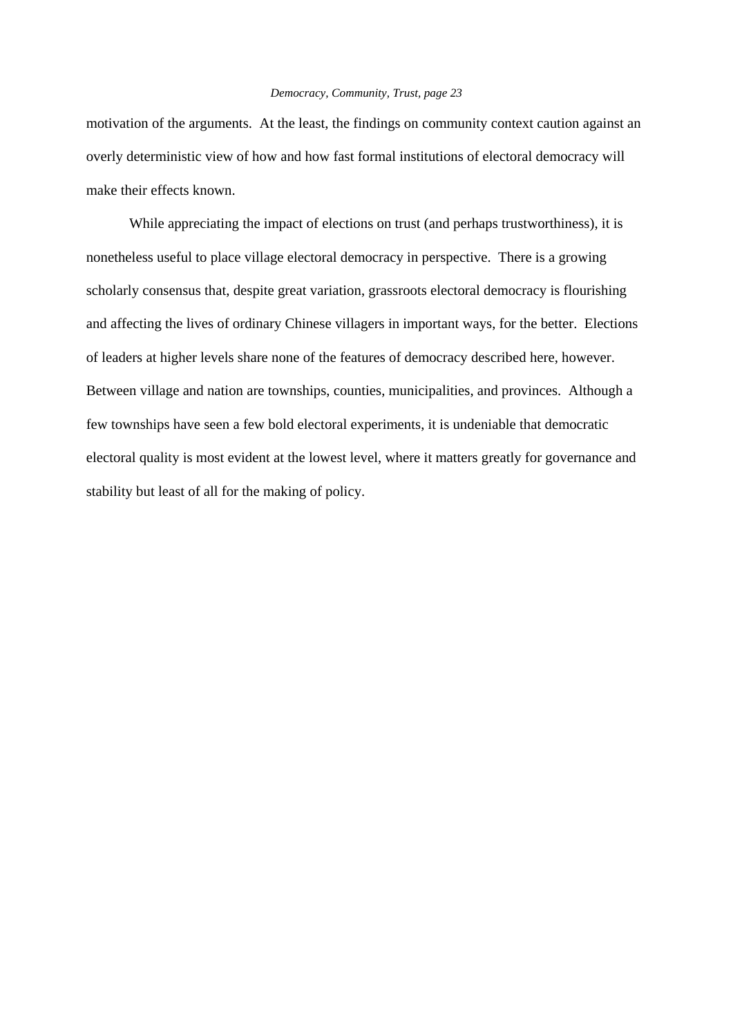motivation of the arguments. At the least, the findings on community context caution against an overly deterministic view of how and how fast formal institutions of electoral democracy will make their effects known.

While appreciating the impact of elections on trust (and perhaps trustworthiness), it is nonetheless useful to place village electoral democracy in perspective. There is a growing scholarly consensus that, despite great variation, grassroots electoral democracy is flourishing and affecting the lives of ordinary Chinese villagers in important ways, for the better. Elections of leaders at higher levels share none of the features of democracy described here, however. Between village and nation are townships, counties, municipalities, and provinces. Although a few townships have seen a few bold electoral experiments, it is undeniable that democratic electoral quality is most evident at the lowest level, where it matters greatly for governance and stability but least of all for the making of policy.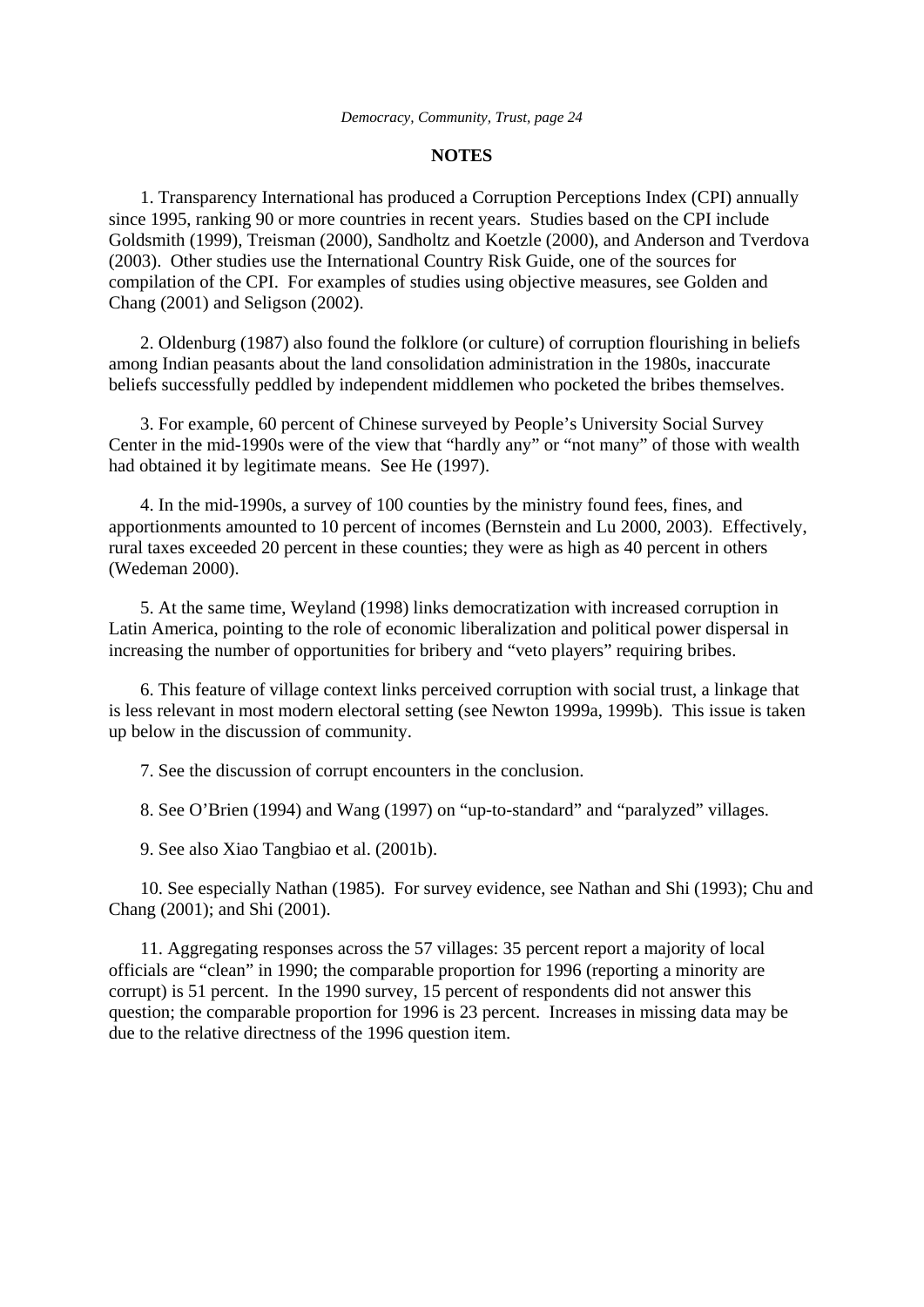## NOTES

1. Transparency International has produced a Corruption Perceptions Index (CPI) annually since 1995, ranking 90 or more countries in recent years. Studies based on the CPI include Goldsmith (1999), Treisman (2000), Sandholtz and Koetzle (2000), and Anderson and Tverdova (2003). Other studies use the International Country Risk Guide, one of the sources for compilation of the CPI. For examples of studies using objective measures, see Golden and Chang (2001) and Seligson (2002).

2. Oldenburg (1987) also found the folklore (or culture) of corruption flourishing in beliefs among Indian peasants about the land consolidation administration in the 1980s, inaccurate beliefs successfully peddled by independent middlemen who pocketed the bribes themselves.

3. For example, 60 percent of Chinese surveyed by People's University Social Survey Center in the mid-1990s were of the view that "hardly any" or "not many" of those with wealth had obtained it by legitimate means. See He (1997).

4. In the mid-1990s, a survey of 100 counties by the ministry found fees, fines, and apportionments amounted to 10 percent of incomes (Bernstein and Lu 2000, 2003). Effectively, rural taxes exceeded 20 percent in these counties; they were as high as 40 percent in others (Wedeman 2000).

5. At the same time, Weyland (1998) links democratization with increased corruption in Latin America, pointing to the role of economic liberalization and political power dispersal in increasing the number of opportunities for bribery and "veto players" requiring bribes.

6. This feature of village context links perceived corruption with social trust, a linkage that is less relevant in most modern electoral setting (see Newton 1999a, 1999b). This issue is taken up below in the discussion of community.

7. See the discussion of corrupt encounters in the conclusion.

8. See O'Brien (1994) and Wang (1997) on "up-to-standard" and "paralyzed" villages.

9. See also Xiao Tangbiao et al. (2001b).

10. See especially Nathan (1985). For survey evidence, see Nathan and Shi (1993); Chu and Chang (2001); and Shi (2001).

11. Aggregating responses across the 57 villages: 35 percent report a majority of local officials are "clean" in 1990; the comparable proportion for 1996 (reporting a minority are corrupt) is 51 percent. In the 1990 survey, 15 percent of respondents did not answer this question; the comparable proportion for 1996 is 23 percent. Increases in missing data may be due to the relative directness of the 1996 question item.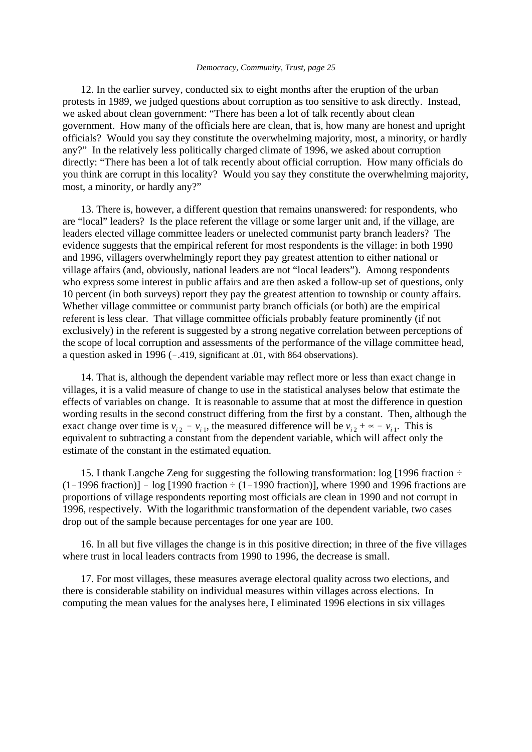12. In the earlier survey, conducted six to eight months after the eruption of the urban protests in 1989, we judged questions about corruption as too sensitive to ask directly. Instead, we asked about clean government: "There has been a lot of talk recently about clean government. How many of the officials here are clean, that is, how many are honest and upright officials? Would you say they constitute the overwhelming majority, most, a minority, or hardly any?" In the relatively less politically charged climate of 1996, we asked about corruption directly: "There has been a lot of talk recently about official corruption. How many officials do you think are corrupt in this locality? Would you say they constitute the overwhelming majority, most, a minority, or hardly any?"

13. There is, however, a different question that remains unanswered: for respondents, who are "local" leaders? Is the place referent the village or some larger unit and, if the village, are leaders elected village committee leaders or unelected communist party branch leaders? The evidence suggests that the empirical referent for most respondents is the village: in both 1990 and 1996, villagers overwhelmingly report they pay greatest attention to either national or village affairs (and, obviously, national leaders are not "local leaders"). Among respondents who express some interest in public affairs and are then asked a follow-up set of questions, only 10 percent (in both surveys) report they pay the greatest attention to township or county affairs. Whether village committee or communist party branch officials (or both) are the empirical referent is less clear. That village committee officials probably feature prominently (if not exclusively) in the referent is suggested by a strong negative correlation between perceptions of the scope of local corruption and assessments of the performance of the village committee head, a question asked in 1996 ($-.419$, significant at .01, with 864 observations).

14. That is, although the dependent variable may reflect more or less than exact change in villages, it is a valid measure of change to use in the statistical analyses below that estimate the effects of variables on change. It is reasonable to assume that at most the difference in question wording results in the second construct differing from the first by a constant. Then, although the exact change over time is $v_{i2} - v_{i1}$, the measured difference will be $v_{i2} + \propto - v_{i1}$. This is equivalent to subtracting a constant from the dependent variable, which will affect only the estimate of the constant in the estimated equation.

15. I thank Langche Zeng for suggesting the following transformation: log [1996 fraction ÷ (1 − 1996 fraction)] − log [1990 fraction ÷ (1 − 1990 fraction)], where 1990 and 1996 fractions are proportions of village respondents reporting most officials are clean in 1990 and not corrupt in 1996, respectively. With the logarithmic transformation of the dependent variable, two cases drop out of the sample because percentages for one year are 100.

16. In all but five villages the change is in this positive direction; in three of the five villages where trust in local leaders contracts from 1990 to 1996, the decrease is small.

17. For most villages, these measures average electoral quality across two elections, and there is considerable stability on individual measures within villages across elections. In computing the mean values for the analyses here, I eliminated 1996 elections in six villages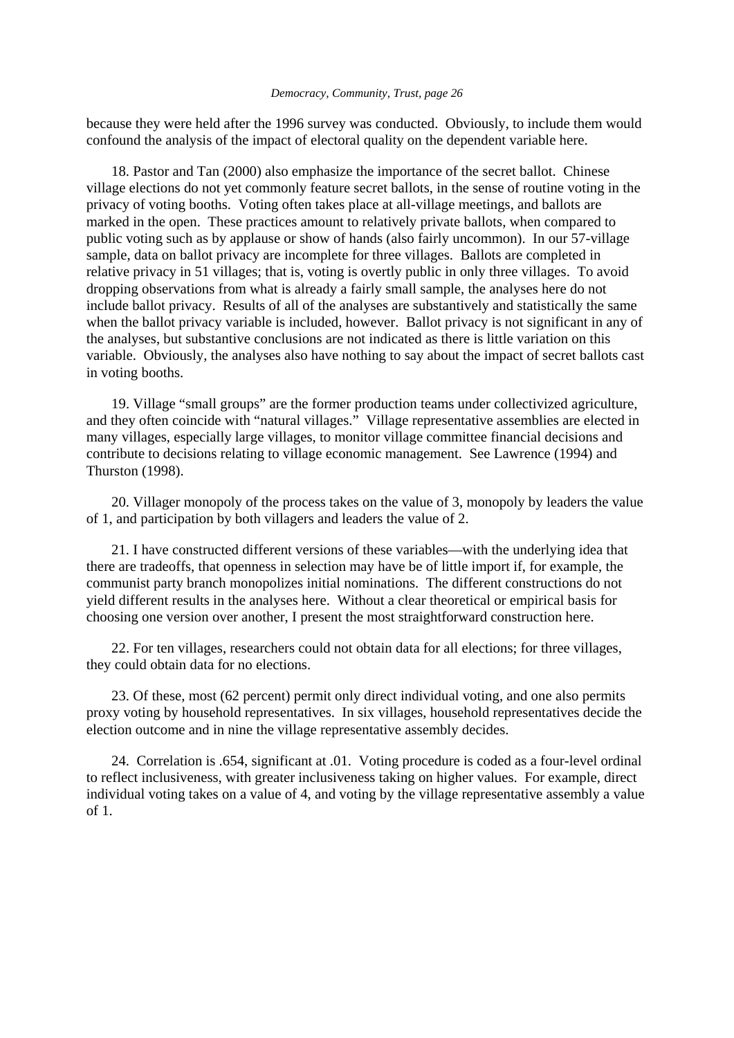because they were held after the 1996 survey was conducted. Obviously, to include them would confound the analysis of the impact of electoral quality on the dependent variable here.

18. Pastor and Tan (2000) also emphasize the importance of the secret ballot. Chinese village elections do not yet commonly feature secret ballots, in the sense of routine voting in the privacy of voting booths. Voting often takes place at all-village meetings, and ballots are marked in the open. These practices amount to relatively private ballots, when compared to public voting such as by applause or show of hands (also fairly uncommon). In our 57-village sample, data on ballot privacy are incomplete for three villages. Ballots are completed in relative privacy in 51 villages; that is, voting is overtly public in only three villages. To avoid dropping observations from what is already a fairly small sample, the analyses here do not include ballot privacy. Results of all of the analyses are substantively and statistically the same when the ballot privacy variable is included, however. Ballot privacy is not significant in any of the analyses, but substantive conclusions are not indicated as there is little variation on this variable. Obviously, the analyses also have nothing to say about the impact of secret ballots cast in voting booths.

19. Village "small groups" are the former production teams under collectivized agriculture, and they often coincide with "natural villages." Village representative assemblies are elected in many villages, especially large villages, to monitor village committee financial decisions and contribute to decisions relating to village economic management. See Lawrence (1994) and Thurston (1998).

20. Villager monopoly of the process takes on the value of 3, monopoly by leaders the value of 1, and participation by both villagers and leaders the value of 2.

21. I have constructed different versions of these variables—with the underlying idea that there are tradeoffs, that openness in selection may have be of little import if, for example, the communist party branch monopolizes initial nominations. The different constructions do not yield different results in the analyses here. Without a clear theoretical or empirical basis for choosing one version over another, I present the most straightforward construction here.

22. For ten villages, researchers could not obtain data for all elections; for three villages, they could obtain data for no elections.

23. Of these, most (62 percent) permit only direct individual voting, and one also permits proxy voting by household representatives. In six villages, household representatives decide the election outcome and in nine the village representative assembly decides.

24. Correlation is .654, significant at .01. Voting procedure is coded as a four-level ordinal to reflect inclusiveness, with greater inclusiveness taking on higher values. For example, direct individual voting takes on a value of 4, and voting by the village representative assembly a value of 1.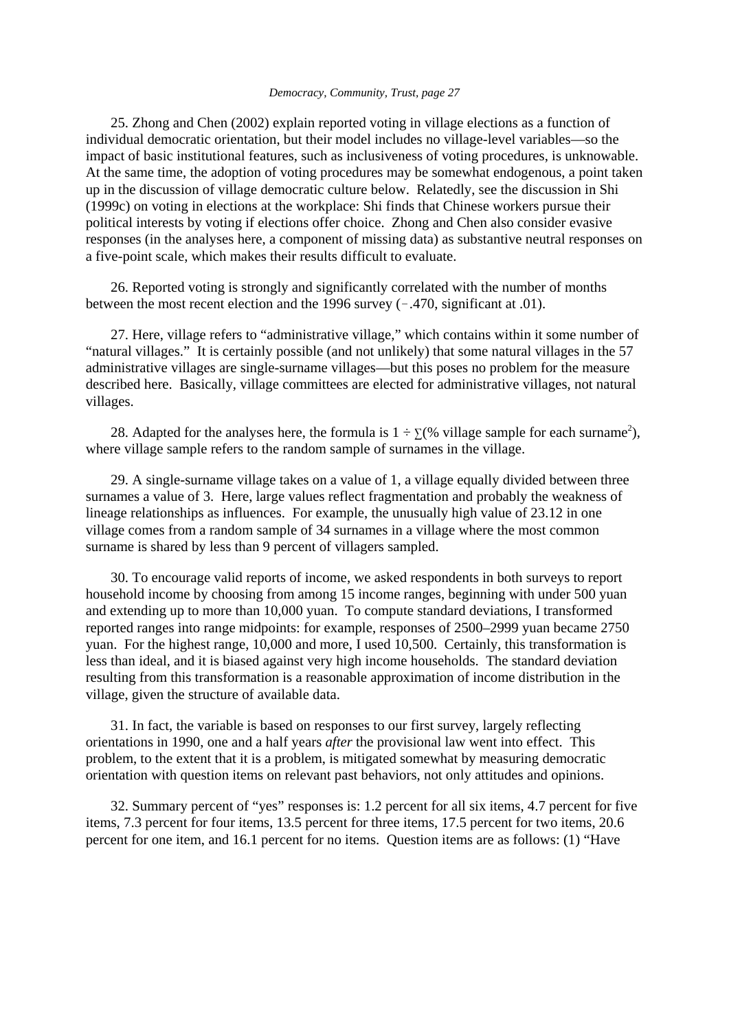25. Zhong and Chen (2002) explain reported voting in village elections as a function of individual democratic orientation, but their model includes no village-level variables—so the impact of basic institutional features, such as inclusiveness of voting procedures, is unknowable. At the same time, the adoption of voting procedures may be somewhat endogenous, a point taken up in the discussion of village democratic culture below. Relatedly, see the discussion in Shi (1999c) on voting in elections at the workplace: Shi finds that Chinese workers pursue their political interests by voting if elections offer choice. Zhong and Chen also consider evasive responses (in the analyses here, a component of missing data) as substantive neutral responses on a five-point scale, which makes their results difficult to evaluate.

26. Reported voting is strongly and significantly correlated with the number of months between the most recent election and the 1996 survey (–.470, significant at .01).

27. Here, village refers to "administrative village," which contains within it some number of "natural villages." It is certainly possible (and not unlikely) that some natural villages in the 57 administrative villages are single-surname villages—but this poses no problem for the measure described here. Basically, village committees are elected for administrative villages, not natural villages.

28. Adapted for the analyses here, the formula is $1 \div \sum(\text{\% village sample for each surname}^2)$, where village sample refers to the random sample of surnames in the village.

29. A single-surname village takes on a value of 1, a village equally divided between three surnames a value of 3. Here, large values reflect fragmentation and probably the weakness of lineage relationships as influences. For example, the unusually high value of 23.12 in one village comes from a random sample of 34 surnames in a village where the most common surname is shared by less than 9 percent of villagers sampled.

30. To encourage valid reports of income, we asked respondents in both surveys to report household income by choosing from among 15 income ranges, beginning with under 500 yuan and extending up to more than 10,000 yuan. To compute standard deviations, I transformed reported ranges into range midpoints: for example, responses of 2500–2999 yuan became 2750 yuan. For the highest range, 10,000 and more, I used 10,500. Certainly, this transformation is less than ideal, and it is biased against very high income households. The standard deviation resulting from this transformation is a reasonable approximation of income distribution in the village, given the structure of available data.

31. In fact, the variable is based on responses to our first survey, largely reflecting orientations in 1990, one and a half years *after* the provisional law went into effect. This problem, to the extent that it is a problem, is mitigated somewhat by measuring democratic orientation with question items on relevant past behaviors, not only attitudes and opinions.

32. Summary percent of "yes" responses is: 1.2 percent for all six items, 4.7 percent for five items, 7.3 percent for four items, 13.5 percent for three items, 17.5 percent for two items, 20.6 percent for one item, and 16.1 percent for no items. Question items are as follows: (1) "Have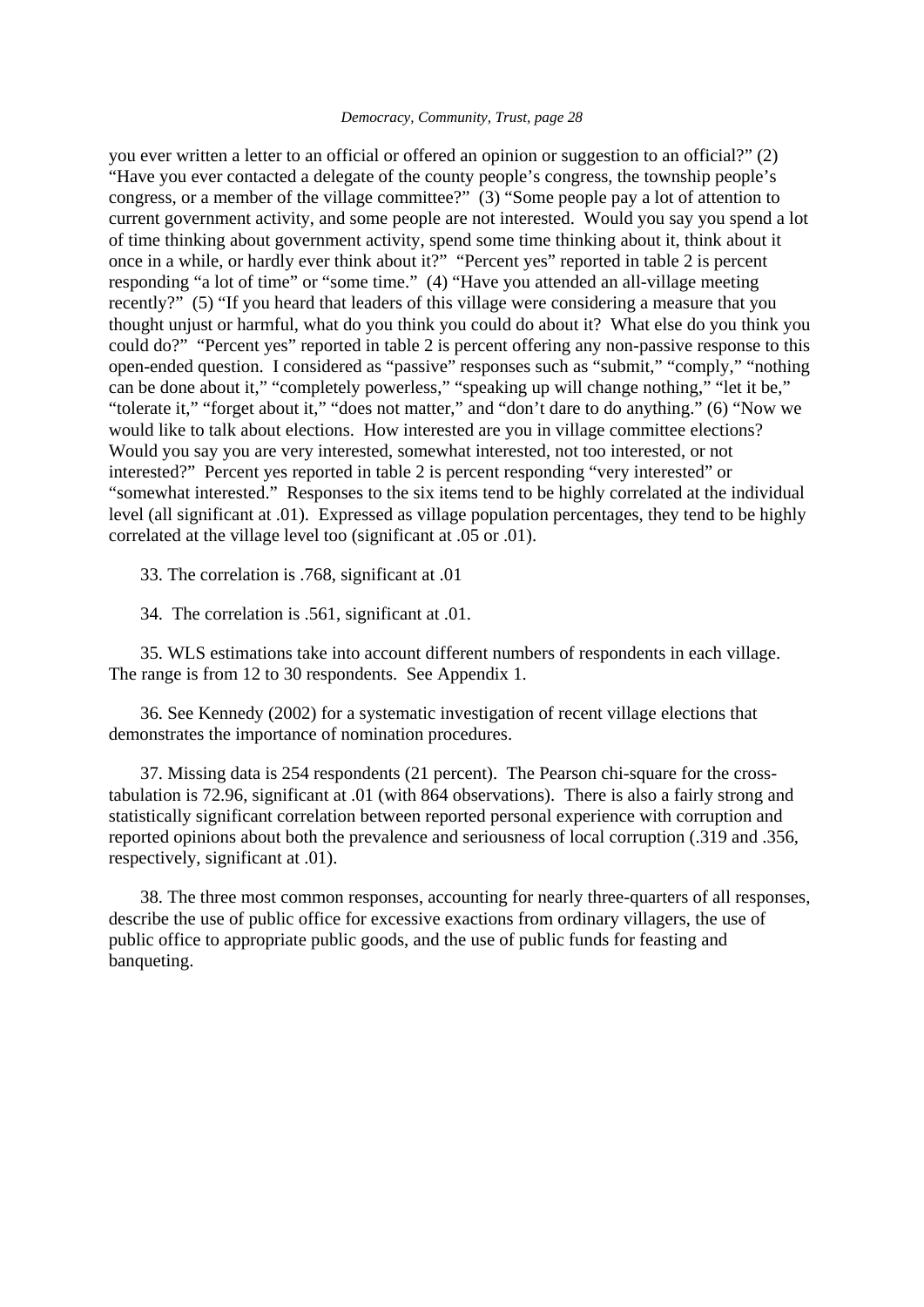you ever written a letter to an official or offered an opinion or suggestion to an official?" (2) "Have you ever contacted a delegate of the county people's congress, the township people's congress, or a member of the village committee?" (3) "Some people pay a lot of attention to current government activity, and some people are not interested. Would you say you spend a lot of time thinking about government activity, spend some time thinking about it, think about it once in a while, or hardly ever think about it?" "Percent yes" reported in table 2 is percent responding "a lot of time" or "some time." (4) "Have you attended an all-village meeting recently?" (5) "If you heard that leaders of this village were considering a measure that you thought unjust or harmful, what do you think you could do about it? What else do you think you could do?" "Percent yes" reported in table 2 is percent offering any non-passive response to this open-ended question. I considered as "passive" responses such as "submit," "comply," "nothing can be done about it," "completely powerless," "speaking up will change nothing," "let it be," "tolerate it," "forget about it," "does not matter," and "don't dare to do anything." (6) "Now we would like to talk about elections. How interested are you in village committee elections? Would you say you are very interested, somewhat interested, not too interested, or not interested?" Percent yes reported in table 2 is percent responding "very interested" or "somewhat interested." Responses to the six items tend to be highly correlated at the individual level (all significant at .01). Expressed as village population percentages, they tend to be highly correlated at the village level too (significant at .05 or .01).

33. The correlation is .768, significant at .01

34. The correlation is .561, significant at .01.

35. WLS estimations take into account different numbers of respondents in each village. The range is from 12 to 30 respondents. See Appendix 1.

36. See Kennedy (2002) for a systematic investigation of recent village elections that demonstrates the importance of nomination procedures.

37. Missing data is 254 respondents (21 percent). The Pearson chi-square for the cross-tabulation is 72.96, significant at .01 (with 864 observations). There is also a fairly strong and statistically significant correlation between reported personal experience with corruption and reported opinions about both the prevalence and seriousness of local corruption (.319 and .356, respectively, significant at .01).

38. The three most common responses, accounting for nearly three-quarters of all responses, describe the use of public office for excessive exactions from ordinary villagers, the use of public office to appropriate public goods, and the use of public funds for feasting and banqueting.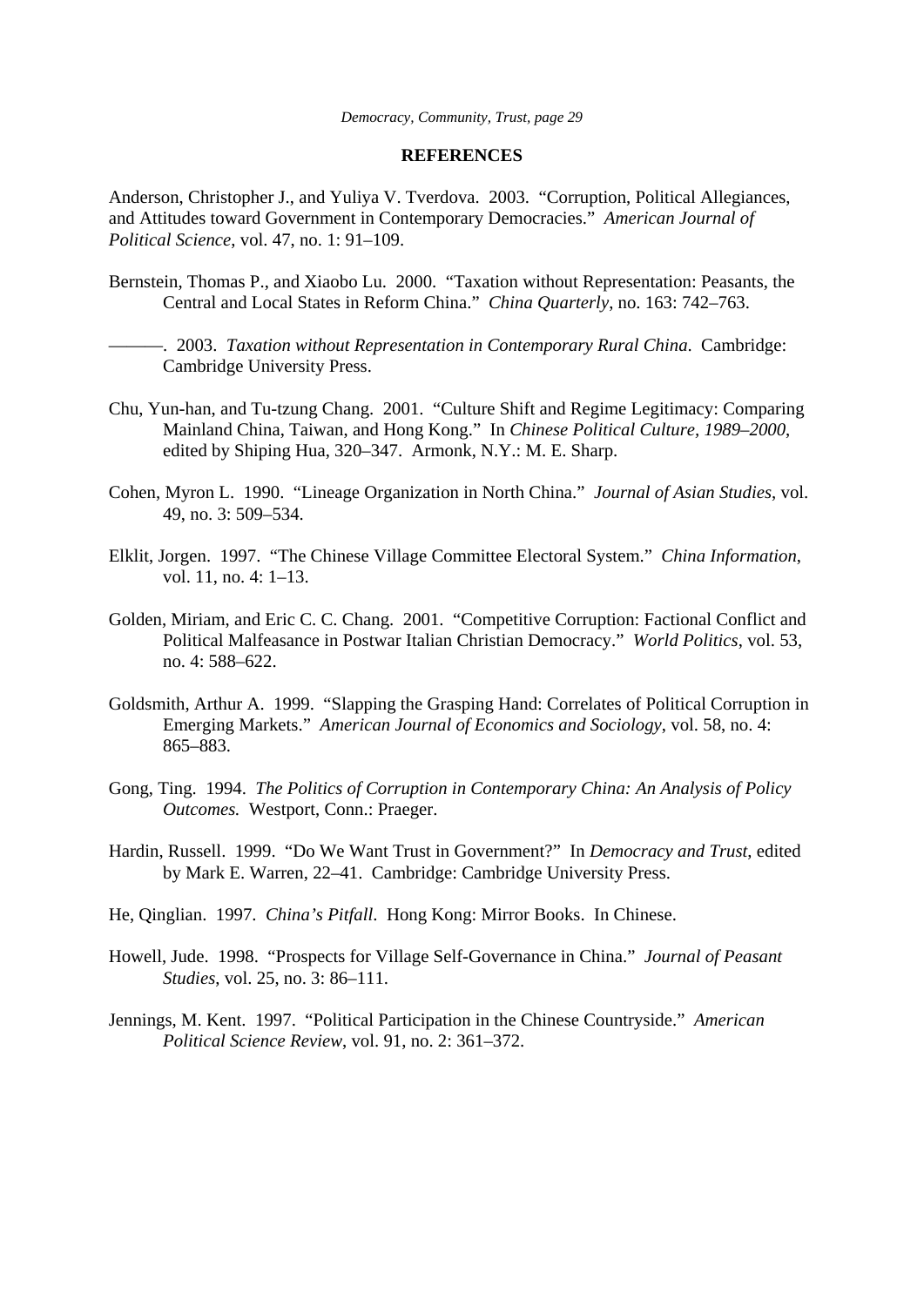## REFERENCES

Anderson, Christopher J., and Yuliya V. Tverdova. 2003. "Corruption, Political Allegiances, and Attitudes toward Government in Contemporary Democracies." *American Journal of Political Science*, vol. 47, no. 1: 91–109.

Bernstein, Thomas P., and Xiaobo Lu. 2000. "Taxation without Representation: Peasants, the Central and Local States in Reform China." *China Quarterly*, no. 163: 742–763.

———. 2003. *Taxation without Representation in Contemporary Rural China*. Cambridge: Cambridge University Press.

Chu, Yun-han, and Tu-tzung Chang. 2001. "Culture Shift and Regime Legitimacy: Comparing Mainland China, Taiwan, and Hong Kong." In *Chinese Political Culture, 1989–2000*, edited by Shiping Hua, 320–347. Armonk, N.Y.: M. E. Sharp.

Cohen, Myron L. 1990. "Lineage Organization in North China." *Journal of Asian Studies*, vol. 49, no. 3: 509–534.

Elklit, Jorgen. 1997. "The Chinese Village Committee Electoral System." *China Information*, vol. 11, no. 4: 1–13.

Golden, Miriam, and Eric C. C. Chang. 2001. "Competitive Corruption: Factional Conflict and Political Malfeasance in Postwar Italian Christian Democracy." *World Politics*, vol. 53, no. 4: 588–622.

Goldsmith, Arthur A. 1999. "Slapping the Grasping Hand: Correlates of Political Corruption in Emerging Markets." *American Journal of Economics and Sociology*, vol. 58, no. 4: 865–883.

Gong, Ting. 1994. *The Politics of Corruption in Contemporary China: An Analysis of Policy Outcomes.* Westport, Conn.: Praeger.

Hardin, Russell. 1999. "Do We Want Trust in Government?" In *Democracy and Trust*, edited by Mark E. Warren, 22–41. Cambridge: Cambridge University Press.

He, Qinglian. 1997. *China's Pitfall*. Hong Kong: Mirror Books. In Chinese.

Howell, Jude. 1998. "Prospects for Village Self-Governance in China." *Journal of Peasant Studies*, vol. 25, no. 3: 86–111.

Jennings, M. Kent. 1997. "Political Participation in the Chinese Countryside." *American Political Science Review*, vol. 91, no. 2: 361–372.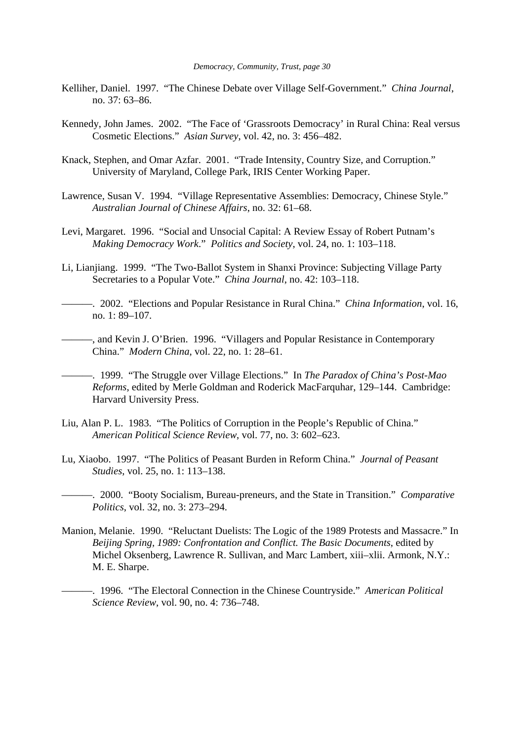Kelliher, Daniel. 1997. "The Chinese Debate over Village Self-Government." *China Journal*, no. 37: 63–86.

Kennedy, John James. 2002. "The Face of 'Grassroots Democracy' in Rural China: Real versus Cosmetic Elections." *Asian Survey*, vol. 42, no. 3: 456–482.

Knack, Stephen, and Omar Azfar. 2001. "Trade Intensity, Country Size, and Corruption." University of Maryland, College Park, IRIS Center Working Paper.

Lawrence, Susan V. 1994. "Village Representative Assemblies: Democracy, Chinese Style." *Australian Journal of Chinese Affairs*, no. 32: 61–68.

Levi, Margaret. 1996. "Social and Unsocial Capital: A Review Essay of Robert Putnam's *Making Democracy Work*." *Politics and Society*, vol. 24, no. 1: 103–118.

Li, Lianjiang. 1999. "The Two-Ballot System in Shanxi Province: Subjecting Village Party Secretaries to a Popular Vote." *China Journal*, no. 42: 103–118.

———. 2002. "Elections and Popular Resistance in Rural China." *China Information*, vol. 16, no. 1: 89–107.

———, and Kevin J. O'Brien. 1996. "Villagers and Popular Resistance in Contemporary China." *Modern China*, vol. 22, no. 1: 28–61.

———. 1999. "The Struggle over Village Elections." In *The Paradox of China's Post-Mao Reforms*, edited by Merle Goldman and Roderick MacFarquhar, 129–144. Cambridge: Harvard University Press.

Liu, Alan P. L. 1983. "The Politics of Corruption in the People's Republic of China." *American Political Science Review*, vol. 77, no. 3: 602–623.

Lu, Xiaobo. 1997. "The Politics of Peasant Burden in Reform China." *Journal of Peasant Studies*, vol. 25, no. 1: 113–138.

———. 2000. "Booty Socialism, Bureau-preneurs, and the State in Transition." *Comparative Politics*, vol. 32, no. 3: 273–294.

Manion, Melanie. 1990. "Reluctant Duelists: The Logic of the 1989 Protests and Massacre." In *Beijing Spring, 1989: Confrontation and Conflict. The Basic Documents*, edited by Michel Oksenberg, Lawrence R. Sullivan, and Marc Lambert, xiii–xlii. Armonk, N.Y.: M. E. Sharpe.

———. 1996. "The Electoral Connection in the Chinese Countryside." *American Political Science Review*, vol. 90, no. 4: 736–748.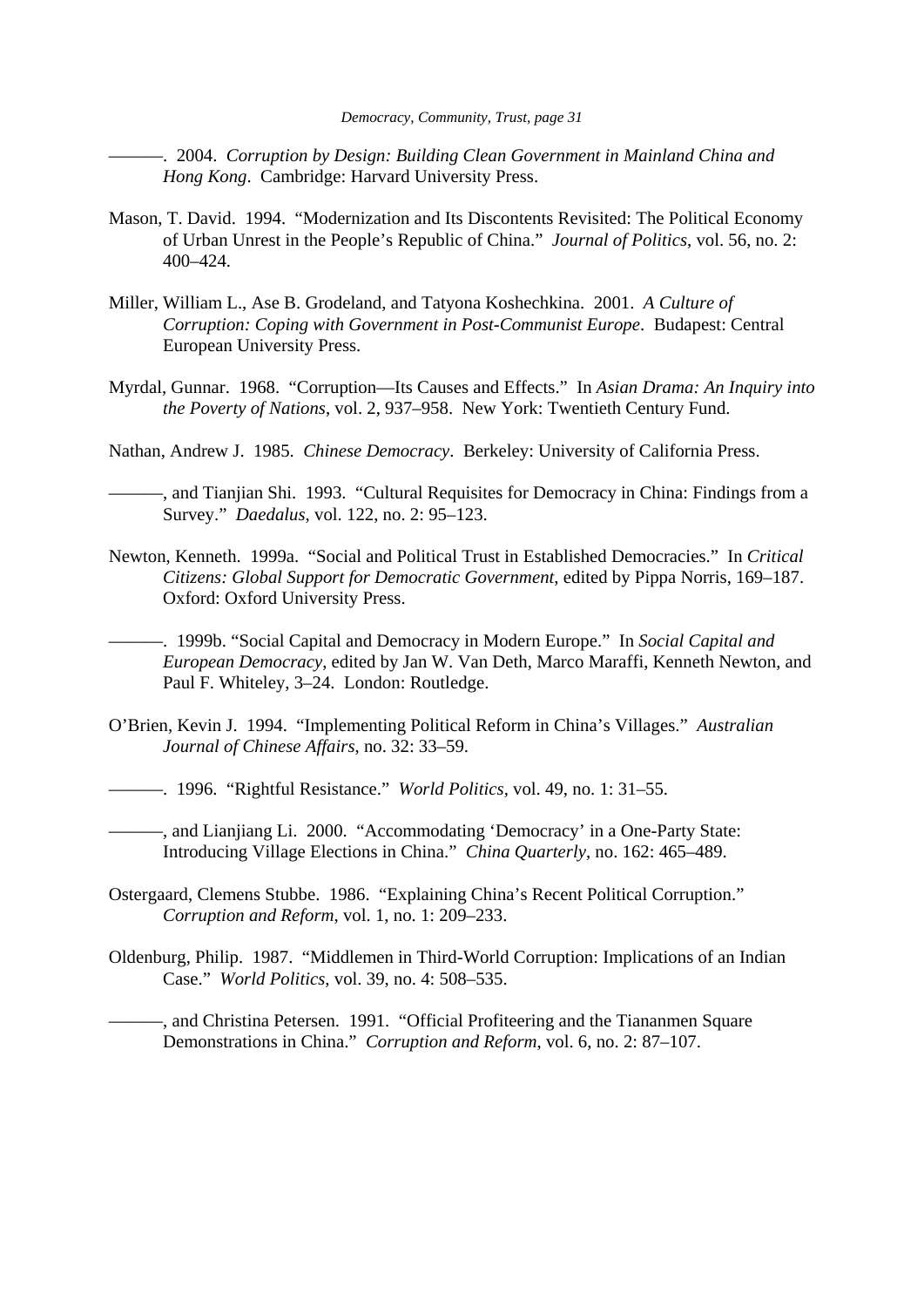———. 2004. *Corruption by Design: Building Clean Government in Mainland China and Hong Kong*. Cambridge: Harvard University Press.

Mason, T. David. 1994. "Modernization and Its Discontents Revisited: The Political Economy of Urban Unrest in the People's Republic of China." *Journal of Politics*, vol. 56, no. 2: 400–424.

Miller, William L., Ase B. Grodeland, and Tatyona Koshechkina. 2001. *A Culture of Corruption: Coping with Government in Post-Communist Europe*. Budapest: Central European University Press.

Myrdal, Gunnar. 1968. "Corruption—Its Causes and Effects." In *Asian Drama: An Inquiry into the Poverty of Nations*, vol. 2, 937–958. New York: Twentieth Century Fund.

Nathan, Andrew J. 1985. *Chinese Democracy*. Berkeley: University of California Press.

———, and Tianjian Shi. 1993. "Cultural Requisites for Democracy in China: Findings from a Survey." *Daedalus*, vol. 122, no. 2: 95–123.

Newton, Kenneth. 1999a. "Social and Political Trust in Established Democracies." In *Critical Citizens: Global Support for Democratic Government*, edited by Pippa Norris, 169–187. Oxford: Oxford University Press.

———. 1999b. "Social Capital and Democracy in Modern Europe." In *Social Capital and European Democracy*, edited by Jan W. Van Deth, Marco Maraffi, Kenneth Newton, and Paul F. Whiteley, 3–24. London: Routledge.

O'Brien, Kevin J. 1994. "Implementing Political Reform in China's Villages." *Australian Journal of Chinese Affairs*, no. 32: 33–59.

———. 1996. "Rightful Resistance." *World Politics*, vol. 49, no. 1: 31–55.

———, and Lianjiang Li. 2000. "Accommodating 'Democracy' in a One-Party State: Introducing Village Elections in China." *China Quarterly*, no. 162: 465–489.

Ostergaard, Clemens Stubbe. 1986. "Explaining China's Recent Political Corruption." *Corruption and Reform*, vol. 1, no. 1: 209–233.

Oldenburg, Philip. 1987. "Middlemen in Third-World Corruption: Implications of an Indian Case." *World Politics*, vol. 39, no. 4: 508–535.

———, and Christina Petersen. 1991. "Official Profiteering and the Tiananmen Square Demonstrations in China." *Corruption and Reform*, vol. 6, no. 2: 87–107.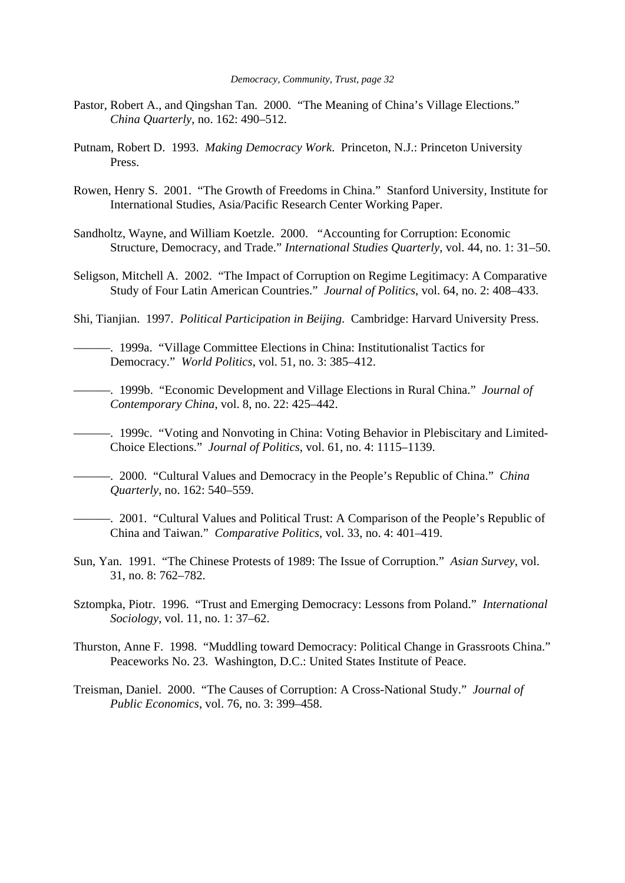Pastor, Robert A., and Qingshan Tan. 2000. "The Meaning of China's Village Elections." *China Quarterly*, no. 162: 490–512.

Putnam, Robert D. 1993. *Making Democracy Work*. Princeton, N.J.: Princeton University Press.

Rowen, Henry S. 2001. "The Growth of Freedoms in China." Stanford University, Institute for International Studies, Asia/Pacific Research Center Working Paper.

Sandholtz, Wayne, and William Koetzle. 2000. "Accounting for Corruption: Economic Structure, Democracy, and Trade." *International Studies Quarterly*, vol. 44, no. 1: 31–50.

Seligson, Mitchell A. 2002. "The Impact of Corruption on Regime Legitimacy: A Comparative Study of Four Latin American Countries." *Journal of Politics*, vol. 64, no. 2: 408–433.

Shi, Tianjian. 1997. *Political Participation in Beijing*. Cambridge: Harvard University Press.

———. 1999a. "Village Committee Elections in China: Institutionalist Tactics for Democracy." *World Politics*, vol. 51, no. 3: 385–412.

———. 1999b. "Economic Development and Village Elections in Rural China." *Journal of Contemporary China*, vol. 8, no. 22: 425–442.

———. 1999c. "Voting and Nonvoting in China: Voting Behavior in Plebiscitary and Limited-Choice Elections." *Journal of Politics*, vol. 61, no. 4: 1115–1139.

———. 2000. "Cultural Values and Democracy in the People's Republic of China." *China Quarterly*, no. 162: 540–559.

———. 2001. "Cultural Values and Political Trust: A Comparison of the People's Republic of China and Taiwan." *Comparative Politics*, vol. 33, no. 4: 401–419.

Sun, Yan. 1991. "The Chinese Protests of 1989: The Issue of Corruption." *Asian Survey*, vol. 31, no. 8: 762–782.

Sztompka, Piotr. 1996. "Trust and Emerging Democracy: Lessons from Poland." *International Sociology*, vol. 11, no. 1: 37–62.

Thurston, Anne F. 1998. "Muddling toward Democracy: Political Change in Grassroots China." Peaceworks No. 23. Washington, D.C.: United States Institute of Peace.

Treisman, Daniel. 2000. "The Causes of Corruption: A Cross-National Study." *Journal of Public Economics*, vol. 76, no. 3: 399–458.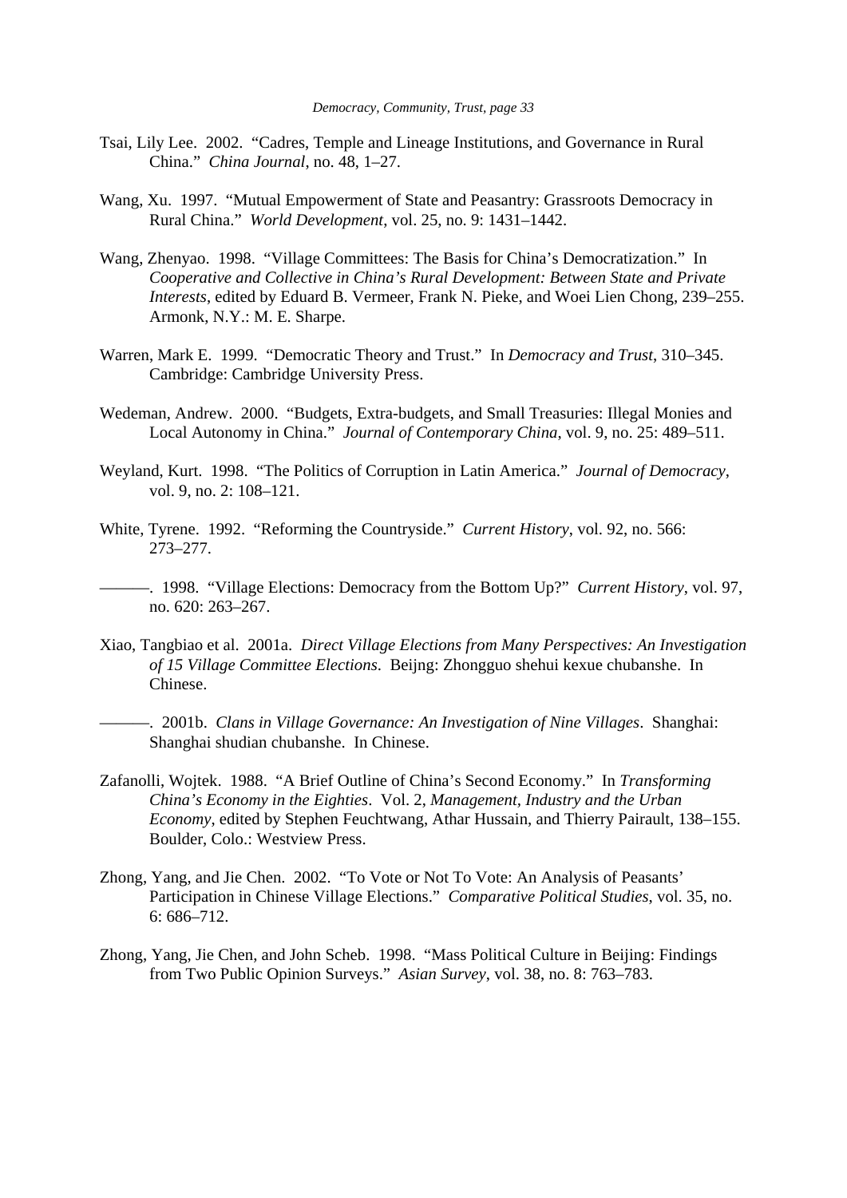Tsai, Lily Lee. 2002. "Cadres, Temple and Lineage Institutions, and Governance in Rural China." *China Journal*, no. 48, 1–27.

Wang, Xu. 1997. "Mutual Empowerment of State and Peasantry: Grassroots Democracy in Rural China." *World Development*, vol. 25, no. 9: 1431–1442.

Wang, Zhenyao. 1998. "Village Committees: The Basis for China's Democratization." In *Cooperative and Collective in China's Rural Development: Between State and Private Interests*, edited by Eduard B. Vermeer, Frank N. Pieke, and Woei Lien Chong, 239–255. Armonk, N.Y.: M. E. Sharpe.

Warren, Mark E. 1999. "Democratic Theory and Trust." In *Democracy and Trust*, 310–345. Cambridge: Cambridge University Press.

Wedeman, Andrew. 2000. "Budgets, Extra-budgets, and Small Treasuries: Illegal Monies and Local Autonomy in China." *Journal of Contemporary China*, vol. 9, no. 25: 489–511.

Weyland, Kurt. 1998. "The Politics of Corruption in Latin America." *Journal of Democracy*, vol. 9, no. 2: 108–121.

White, Tyrene. 1992. "Reforming the Countryside." *Current History*, vol. 92, no. 566: 273–277.

———. 1998. "Village Elections: Democracy from the Bottom Up?" *Current History*, vol. 97, no. 620: 263–267.

Xiao, Tangbiao et al. 2001a. *Direct Village Elections from Many Perspectives: An Investigation of 15 Village Committee Elections*. Beijng: Zhongguo shehui kexue chubanshe. In Chinese.

———. 2001b. *Clans in Village Governance: An Investigation of Nine Villages*. Shanghai: Shanghai shudian chubanshe. In Chinese.

Zafanolli, Wojtek. 1988. "A Brief Outline of China's Second Economy." In *Transforming China's Economy in the Eighties*. Vol. 2, *Management, Industry and the Urban Economy*, edited by Stephen Feuchtwang, Athar Hussain, and Thierry Pairault, 138–155. Boulder, Colo.: Westview Press.

Zhong, Yang, and Jie Chen. 2002. "To Vote or Not To Vote: An Analysis of Peasants' Participation in Chinese Village Elections." *Comparative Political Studies*, vol. 35, no. 6: 686–712.

Zhong, Yang, Jie Chen, and John Scheb. 1998. "Mass Political Culture in Beijing: Findings from Two Public Opinion Surveys." *Asian Survey*, vol. 38, no. 8: 763–783.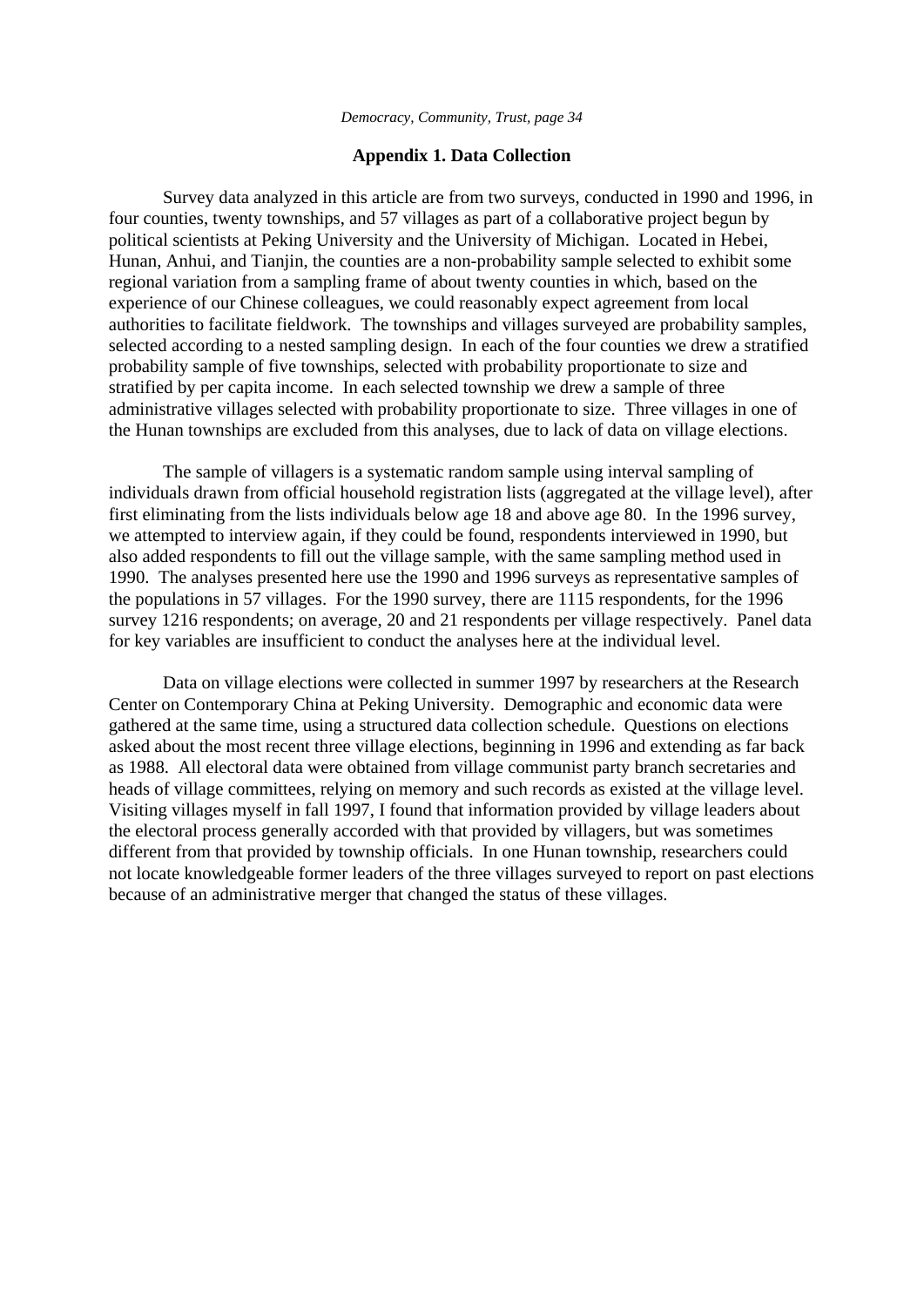## Appendix 1. Data Collection

Survey data analyzed in this article are from two surveys, conducted in 1990 and 1996, in four counties, twenty townships, and 57 villages as part of a collaborative project begun by political scientists at Peking University and the University of Michigan. Located in Hebei, Hunan, Anhui, and Tianjin, the counties are a non-probability sample selected to exhibit some regional variation from a sampling frame of about twenty counties in which, based on the experience of our Chinese colleagues, we could reasonably expect agreement from local authorities to facilitate fieldwork. The townships and villages surveyed are probability samples, selected according to a nested sampling design. In each of the four counties we drew a stratified probability sample of five townships, selected with probability proportionate to size and stratified by per capita income. In each selected township we drew a sample of three administrative villages selected with probability proportionate to size. Three villages in one of the Hunan townships are excluded from this analyses, due to lack of data on village elections.

The sample of villagers is a systematic random sample using interval sampling of individuals drawn from official household registration lists (aggregated at the village level), after first eliminating from the lists individuals below age 18 and above age 80. In the 1996 survey, we attempted to interview again, if they could be found, respondents interviewed in 1990, but also added respondents to fill out the village sample, with the same sampling method used in 1990. The analyses presented here use the 1990 and 1996 surveys as representative samples of the populations in 57 villages. For the 1990 survey, there are 1115 respondents, for the 1996 survey 1216 respondents; on average, 20 and 21 respondents per village respectively. Panel data for key variables are insufficient to conduct the analyses here at the individual level.

Data on village elections were collected in summer 1997 by researchers at the Research Center on Contemporary China at Peking University. Demographic and economic data were gathered at the same time, using a structured data collection schedule. Questions on elections asked about the most recent three village elections, beginning in 1996 and extending as far back as 1988. All electoral data were obtained from village communist party branch secretaries and heads of village committees, relying on memory and such records as existed at the village level. Visiting villages myself in fall 1997, I found that information provided by village leaders about the electoral process generally accorded with that provided by villagers, but was sometimes different from that provided by township officials. In one Hunan township, researchers could not locate knowledgeable former leaders of the three villages surveyed to report on past elections because of an administrative merger that changed the status of these villages.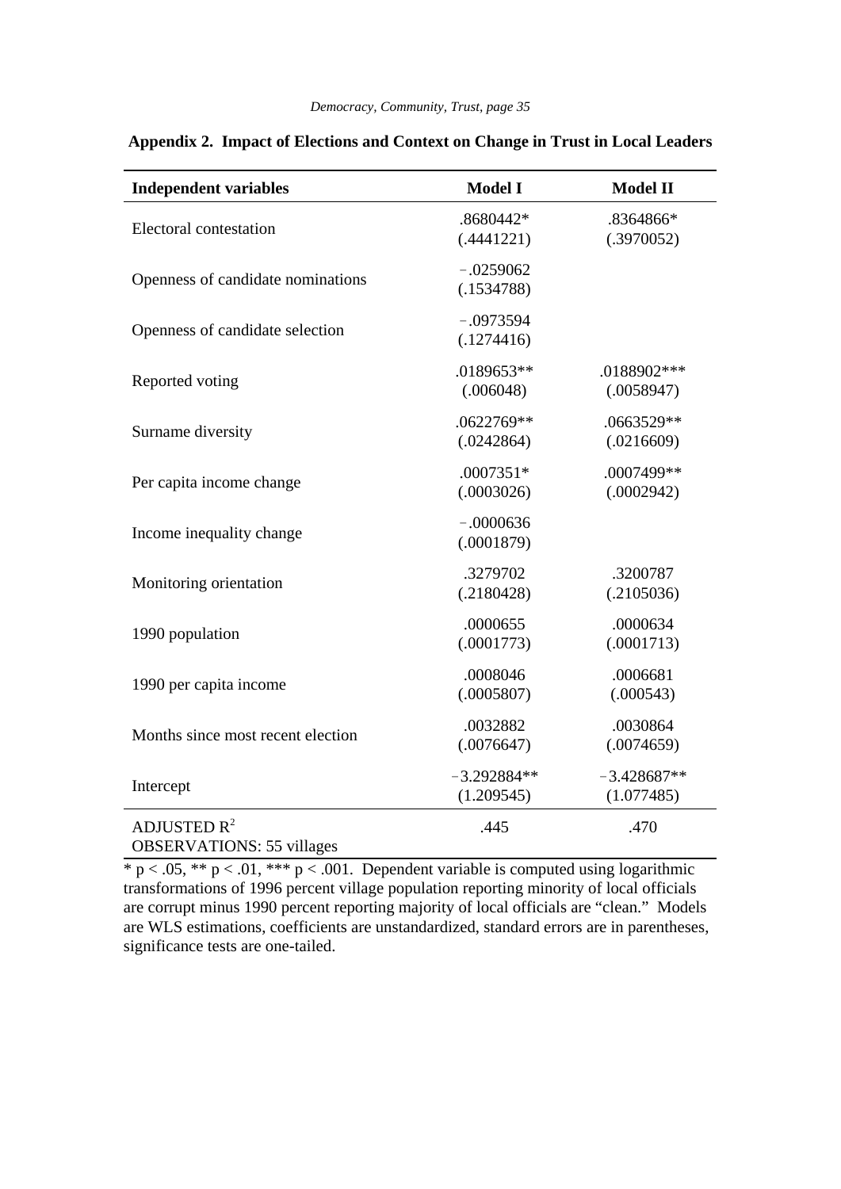**Appendix 2. Impact of Elections and Context on Change in Trust in Local Leaders**

| Independent variables | Model I | Model II |
|---|---|---|
| Electoral contestation | .8680442* (.4441221) | .8364866* (.3970052) |
| Openness of candidate nominations | −.0259062 (.1534788) | |
| Openness of candidate selection | −.0973594 (.1274416) | |
| Reported voting | .0189653** (.006048) | .0188902*** (.0058947) |
| Surname diversity | .0622769** (.0242864) | .0663529** (.0216609) |
| Per capita income change | .0007351* (.0003026) | .0007499** (.0002942) |
| Income inequality change | −.0000636 (.0001879) | |
| Monitoring orientation | .3279702 (.2180428) | .3200787 (.2105036) |
| 1990 population | .0000655 (.0001773) | .0000634 (.0001713) |
| 1990 per capita income | .0008046 (.0005807) | .0006681 (.000543) |
| Months since most recent election | .0032882 (.0076647) | .0030864 (.0074659) |
| Intercept | −3.292884** (1.209545) | −3.428687** (1.077485) |
| ADJUSTED $R^2$ | .445 | .470 |
| OBSERVATIONS: 55 villages | | |

* $p < .05$, ** $p < .01$, *** $p < .001$. Dependent variable is computed using logarithmic transformations of 1996 percent village population reporting minority of local officials are corrupt minus 1990 percent reporting majority of local officials are "clean." Models are WLS estimations, coefficients are unstandardized, standard errors are in parentheses, significance tests are one-tailed.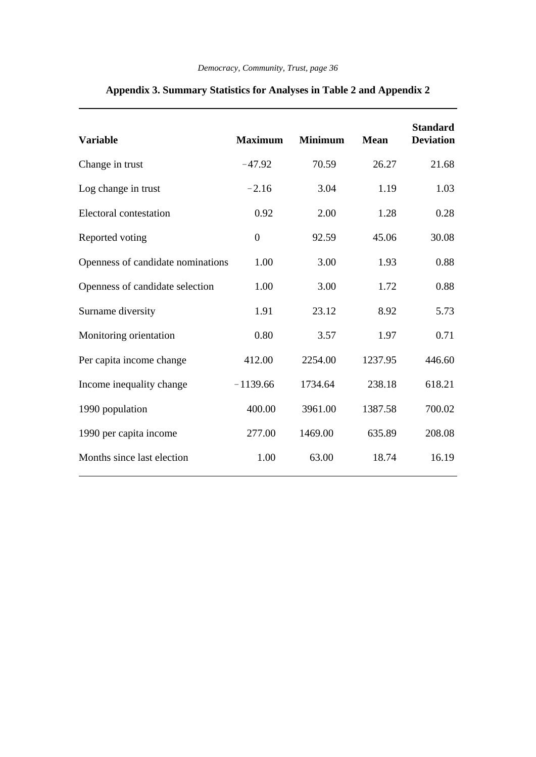**Appendix 3. Summary Statistics for Analyses in Table 2 and Appendix 2**

| Variable | Maximum | Minimum | Mean | Standard Deviation |
|---|---|---|---|---|
| Change in trust | −47.92 | 70.59 | 26.27 | 21.68 |
| Log change in trust | −2.16 | 3.04 | 1.19 | 1.03 |
| Electoral contestation | 0.92 | 2.00 | 1.28 | 0.28 |
| Reported voting | 0 | 92.59 | 45.06 | 30.08 |
| Openness of candidate nominations | 1.00 | 3.00 | 1.93 | 0.88 |
| Openness of candidate selection | 1.00 | 3.00 | 1.72 | 0.88 |
| Surname diversity | 1.91 | 23.12 | 8.92 | 5.73 |
| Monitoring orientation | 0.80 | 3.57 | 1.97 | 0.71 |
| Per capita income change | 412.00 | 2254.00 | 1237.95 | 446.60 |
| Income inequality change | −1139.66 | 1734.64 | 238.18 | 618.21 |
| 1990 population | 400.00 | 3961.00 | 1387.58 | 700.02 |
| 1990 per capita income | 277.00 | 1469.00 | 635.89 | 208.08 |
| Months since last election | 1.00 | 63.00 | 18.74 | 16.19 |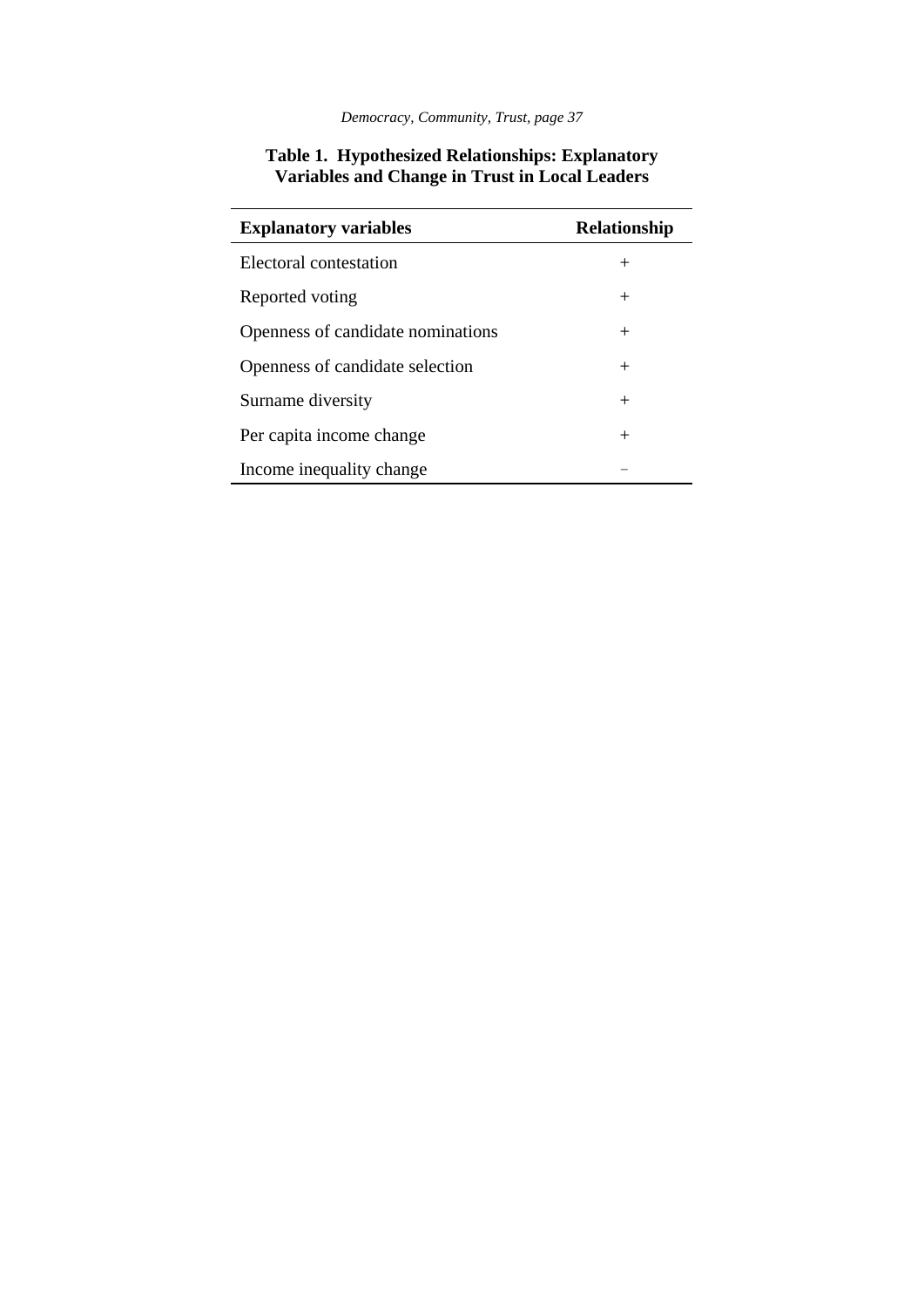**Table 1. Hypothesized Relationships: Explanatory Variables and Change in Trust in Local Leaders**

| Explanatory variables | Relationship |
|---|---|
| Electoral contestation | + |
| Reported voting | + |
| Openness of candidate nominations | + |
| Openness of candidate selection | + |
| Surname diversity | + |
| Per capita income change | + |
| Income inequality change | − |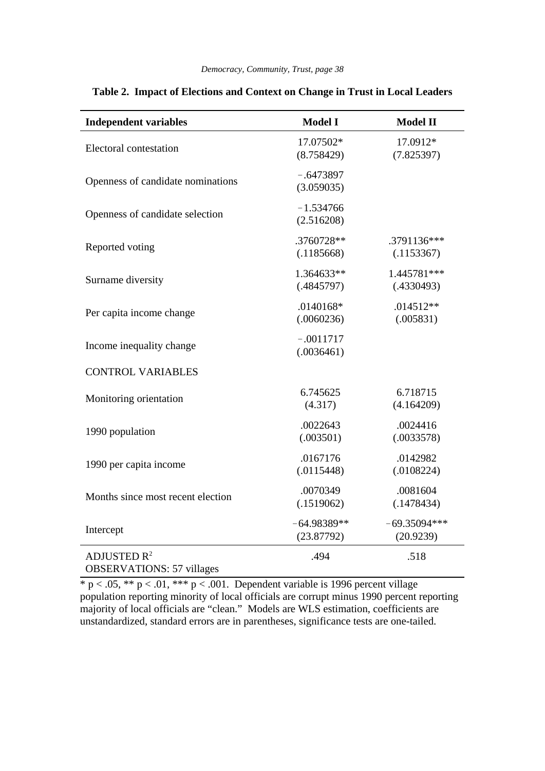**Table 2. Impact of Elections and Context on Change in Trust in Local Leaders**

| Independent variables | Model I | Model II |
| --- | --- | --- |
| Electoral contestation | 17.07502* (8.758429) | 17.0912* (7.825397) |
| Openness of candidate nominations | −.6473897 (3.059035) | |
| Openness of candidate selection | −1.534766 (2.516208) | |
| Reported voting | .3760728** (.1185668) | .3791136*** (.1153367) |
| Surname diversity | 1.364633** (.4845797) | 1.445781*** (.4330493) |
| Per capita income change | .0140168* (.0060236) | .014512** (.005831) |
| Income inequality change | −.0011717 (.0036461) | |
| CONTROL VARIABLES | | |
| Monitoring orientation | 6.745625 (4.317) | 6.718715 (4.164209) |
| 1990 population | .0022643 (.003501) | .0024416 (.0033578) |
| 1990 per capita income | .0167176 (.0115448) | .0142982 (.0108224) |
| Months since most recent election | .0070349 (.1519062) | .0081604 (.1478434) |
| Intercept | −64.98389** (23.87792) | −69.35094*** (20.9239) |
| ADJUSTED $R^2$ | .494 | .518 |
| OBSERVATIONS: 57 villages | | |

* p < .05, ** p < .01, *** p < .001. Dependent variable is 1996 percent village population reporting minority of local officials are corrupt minus 1990 percent reporting majority of local officials are "clean." Models are WLS estimation, coefficients are unstandardized, standard errors are in parentheses, significance tests are one-tailed.